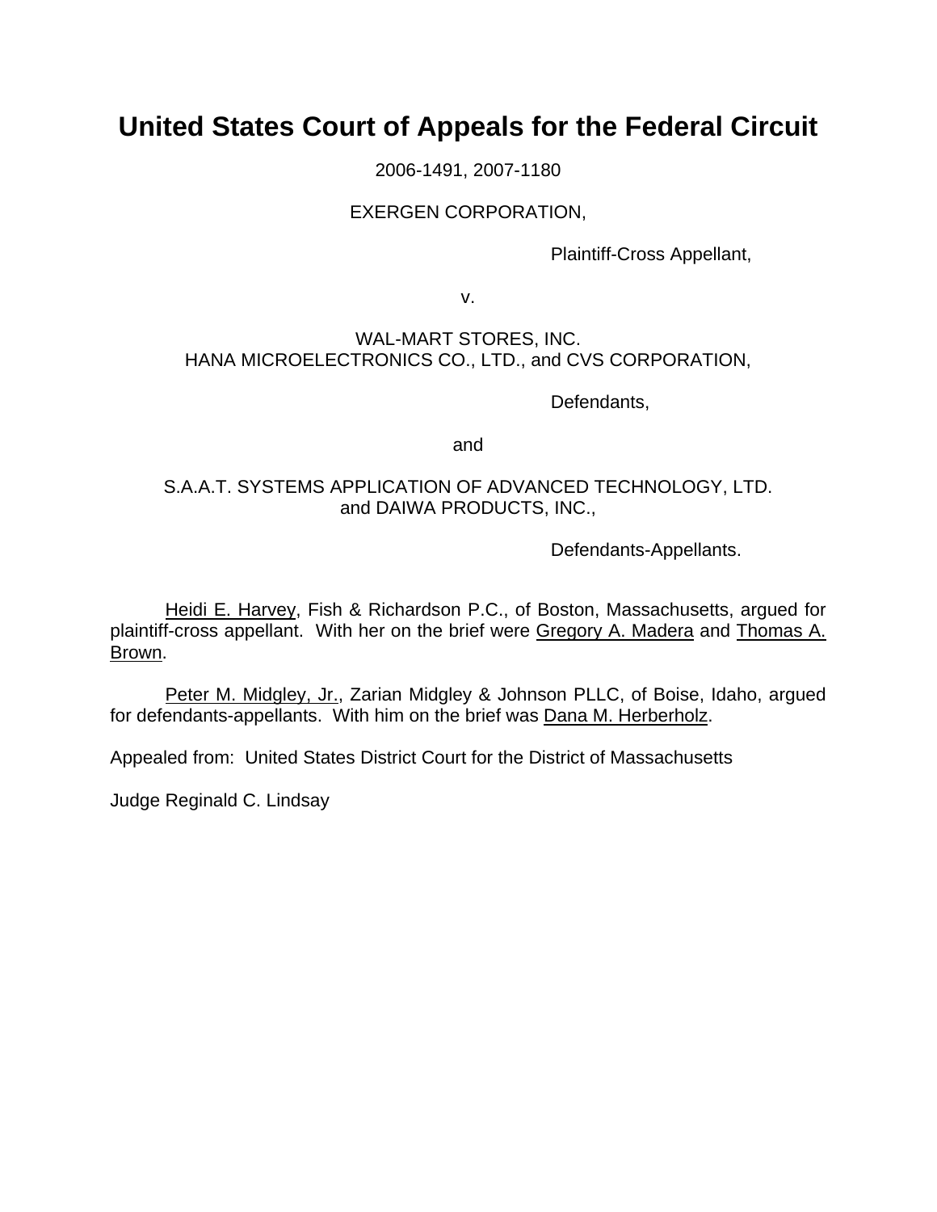# United States Court of Appeals for the Federal Circuit

2006-1491, 2007-1180

EXERGEN CORPORATION,

Plaintiff-Cross Appellant,

v.

WAL-MART STORES, INC.
HANA MICROELECTRONICS CO., LTD., and CVS CORPORATION,

Defendants,

and

S.A.A.T. SYSTEMS APPLICATION OF ADVANCED TECHNOLOGY, LTD.
and DAIWA PRODUCTS, INC.,

Defendants-Appellants.

Heidi E. Harvey, Fish & Richardson P.C., of Boston, Massachusetts, argued for plaintiff-cross appellant. With her on the brief were Gregory A. Madera and Thomas A. Brown.

Peter M. Midgley, Jr., Zarian Midgley & Johnson PLLC, of Boise, Idaho, argued for defendants-appellants. With him on the brief was Dana M. Herberholz.

Appealed from: United States District Court for the District of Massachusetts

Judge Reginald C. Lindsay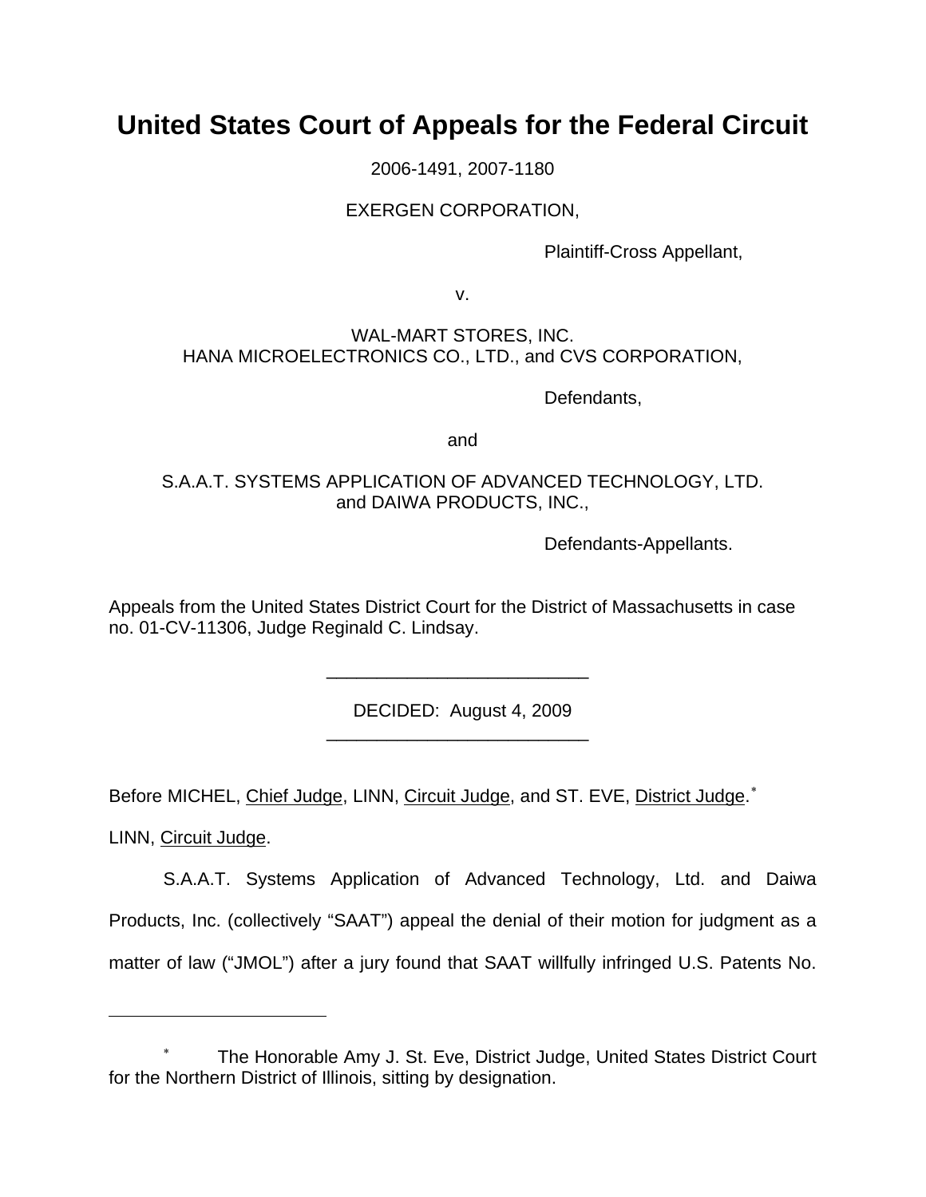# United States Court of Appeals for the Federal Circuit

2006-1491, 2007-1180

EXERGEN CORPORATION,

Plaintiff-Cross Appellant,

v.

WAL-MART STORES, INC.
HANA MICROELECTRONICS CO., LTD., and CVS CORPORATION,

Defendants,

and

S.A.A.T. SYSTEMS APPLICATION OF ADVANCED TECHNOLOGY, LTD.
and DAIWA PRODUCTS, INC.,

Defendants-Appellants.

Appeals from the United States District Court for the District of Massachusetts in case no. 01-CV-11306, Judge Reginald C. Lindsay.

---

DECIDED: August 4, 2009

---

Before MICHEL, Chief Judge, LINN, Circuit Judge, and ST. EVE, District Judge.*

LINN, Circuit Judge.

S.A.A.T. Systems Application of Advanced Technology, Ltd. and Daiwa Products, Inc. (collectively "SAAT") appeal the denial of their motion for judgment as a matter of law ("JMOL") after a jury found that SAAT willfully infringed U.S. Patents No.

---

* The Honorable Amy J. St. Eve, District Judge, United States District Court for the Northern District of Illinois, sitting by designation.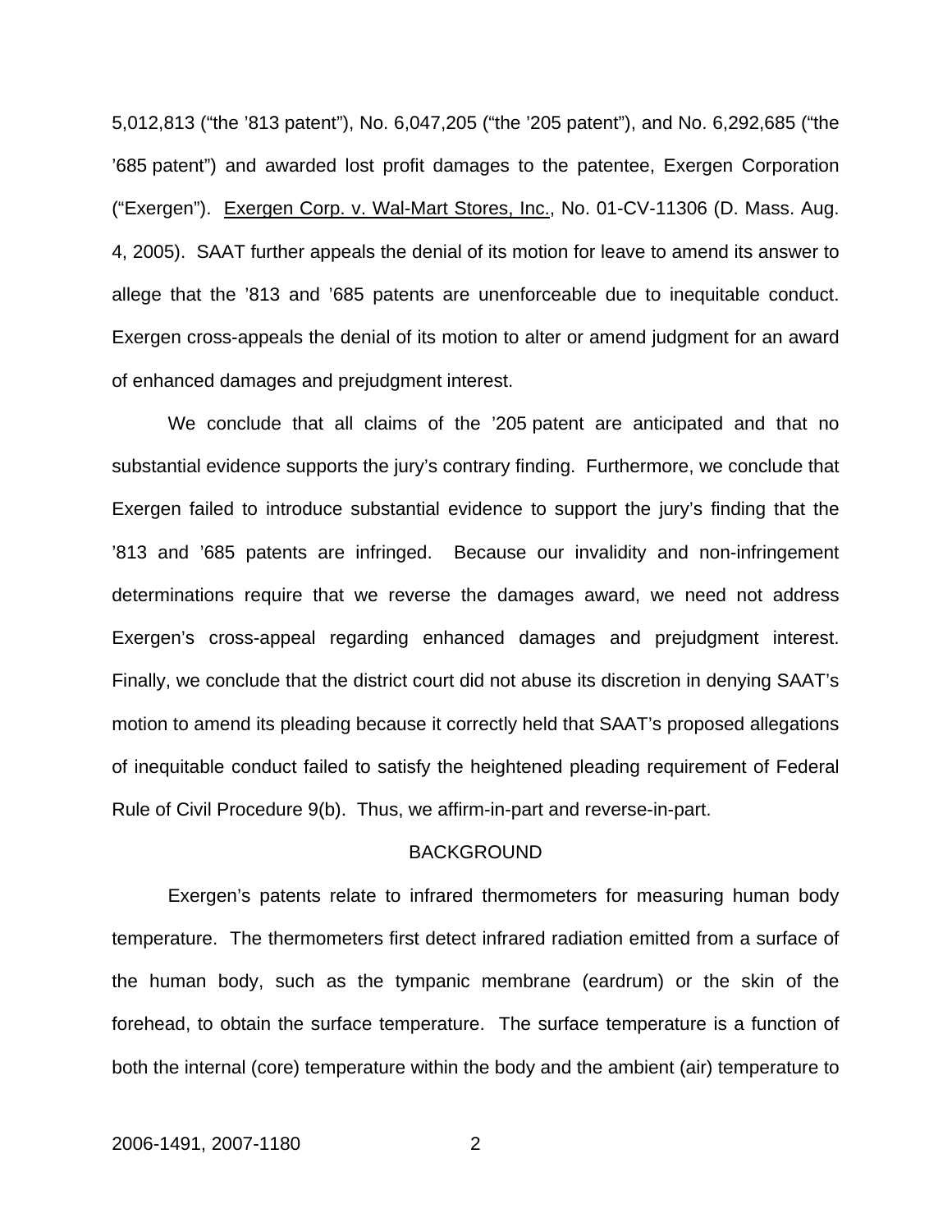5,012,813 ("the '813 patent"), No. 6,047,205 ("the '205 patent"), and No. 6,292,685 ("the '685 patent") and awarded lost profit damages to the patentee, Exergen Corporation ("Exergen"). Exergen Corp. v. Wal-Mart Stores, Inc., No. 01-CV-11306 (D. Mass. Aug. 4, 2005). SAAT further appeals the denial of its motion for leave to amend its answer to allege that the '813 and '685 patents are unenforceable due to inequitable conduct. Exergen cross-appeals the denial of its motion to alter or amend judgment for an award of enhanced damages and prejudgment interest.

We conclude that all claims of the '205 patent are anticipated and that no substantial evidence supports the jury's contrary finding. Furthermore, we conclude that Exergen failed to introduce substantial evidence to support the jury's finding that the '813 and '685 patents are infringed. Because our invalidity and non-infringement determinations require that we reverse the damages award, we need not address Exergen's cross-appeal regarding enhanced damages and prejudgment interest. Finally, we conclude that the district court did not abuse its discretion in denying SAAT's motion to amend its pleading because it correctly held that SAAT's proposed allegations of inequitable conduct failed to satisfy the heightened pleading requirement of Federal Rule of Civil Procedure 9(b). Thus, we affirm-in-part and reverse-in-part.

## BACKGROUND

Exergen's patents relate to infrared thermometers for measuring human body temperature. The thermometers first detect infrared radiation emitted from a surface of the human body, such as the tympanic membrane (eardrum) or the skin of the forehead, to obtain the surface temperature. The surface temperature is a function of both the internal (core) temperature within the body and the ambient (air) temperature to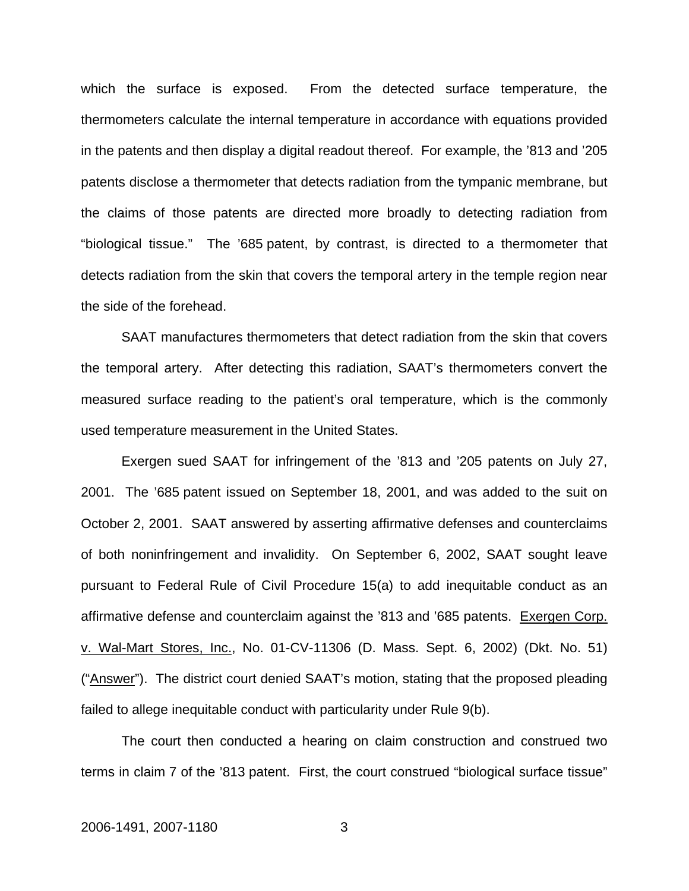which the surface is exposed. From the detected surface temperature, the thermometers calculate the internal temperature in accordance with equations provided in the patents and then display a digital readout thereof. For example, the ’813 and ’205 patents disclose a thermometer that detects radiation from the tympanic membrane, but the claims of those patents are directed more broadly to detecting radiation from “biological tissue.” The ’685 patent, by contrast, is directed to a thermometer that detects radiation from the skin that covers the temporal artery in the temple region near the side of the forehead.

SAAT manufactures thermometers that detect radiation from the skin that covers the temporal artery. After detecting this radiation, SAAT’s thermometers convert the measured surface reading to the patient’s oral temperature, which is the commonly used temperature measurement in the United States.

Exergen sued SAAT for infringement of the ’813 and ’205 patents on July 27, 2001. The ’685 patent issued on September 18, 2001, and was added to the suit on October 2, 2001. SAAT answered by asserting affirmative defenses and counterclaims of both noninfringement and invalidity. On September 6, 2002, SAAT sought leave pursuant to Federal Rule of Civil Procedure 15(a) to add inequitable conduct as an affirmative defense and counterclaim against the ’813 and ’685 patents. Exergen Corp. v. Wal-Mart Stores, Inc., No. 01-CV-11306 (D. Mass. Sept. 6, 2002) (Dkt. No. 51) (“Answer”). The district court denied SAAT’s motion, stating that the proposed pleading failed to allege inequitable conduct with particularity under Rule 9(b).

The court then conducted a hearing on claim construction and construed two terms in claim 7 of the ’813 patent. First, the court construed “biological surface tissue”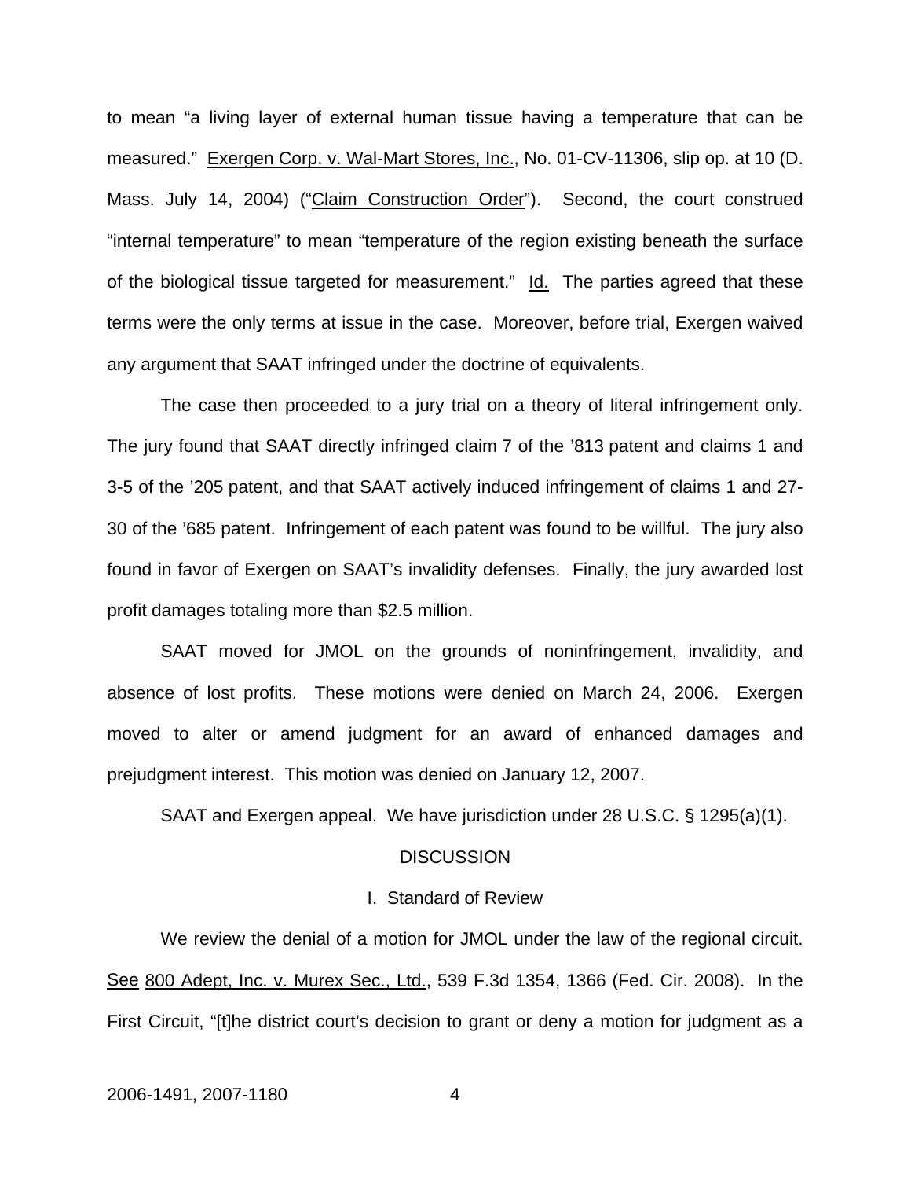to mean "a living layer of external human tissue having a temperature that can be measured." Exergen Corp. v. Wal-Mart Stores, Inc., No. 01-CV-11306, slip op. at 10 (D. Mass. July 14, 2004) ("Claim Construction Order"). Second, the court construed "internal temperature" to mean "temperature of the region existing beneath the surface of the biological tissue targeted for measurement." Id. The parties agreed that these terms were the only terms at issue in the case. Moreover, before trial, Exergen waived any argument that SAAT infringed under the doctrine of equivalents.

The case then proceeded to a jury trial on a theory of literal infringement only. The jury found that SAAT directly infringed claim 7 of the '813 patent and claims 1 and 3-5 of the '205 patent, and that SAAT actively induced infringement of claims 1 and 27-30 of the '685 patent. Infringement of each patent was found to be willful. The jury also found in favor of Exergen on SAAT's invalidity defenses. Finally, the jury awarded lost profit damages totaling more than $2.5 million.

SAAT moved for JMOL on the grounds of noninfringement, invalidity, and absence of lost profits. These motions were denied on March 24, 2006. Exergen moved to alter or amend judgment for an award of enhanced damages and prejudgment interest. This motion was denied on January 12, 2007.

SAAT and Exergen appeal. We have jurisdiction under 28 U.S.C. § 1295(a)(1).

## DISCUSSION

### I. Standard of Review

We review the denial of a motion for JMOL under the law of the regional circuit. See 800 Adept, Inc. v. Murex Sec., Ltd., 539 F.3d 1354, 1366 (Fed. Cir. 2008). In the First Circuit, "[t]he district court's decision to grant or deny a motion for judgment as a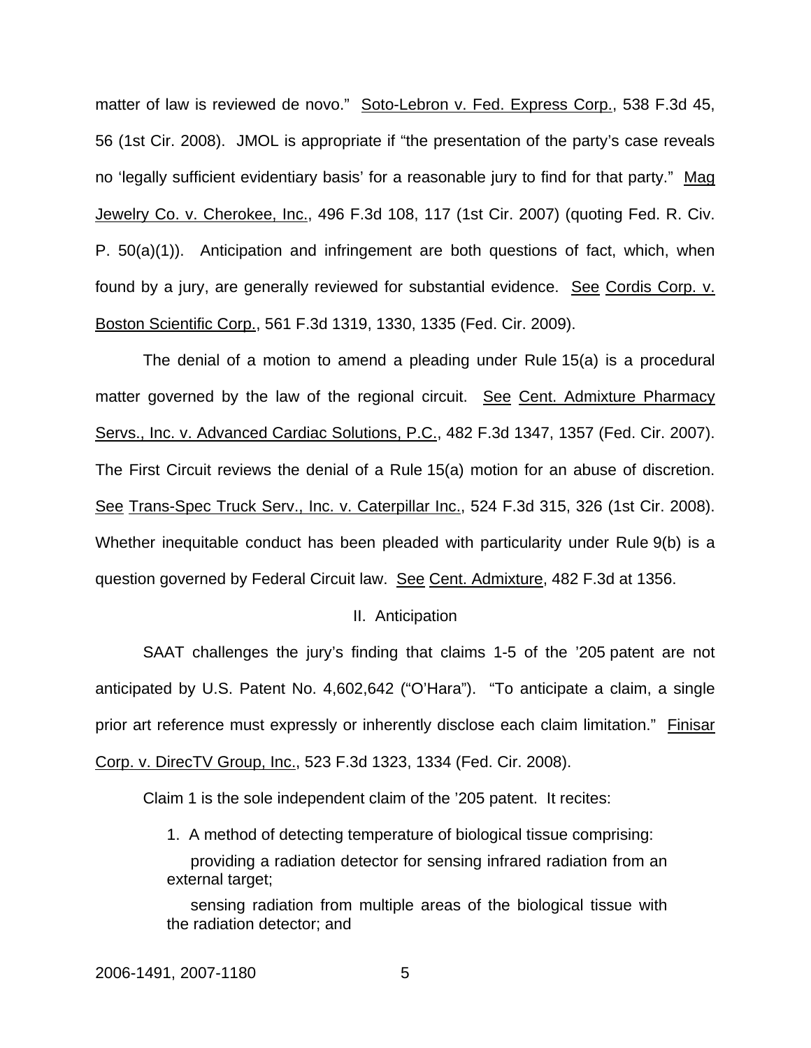matter of law is reviewed de novo." Soto-Lebron v. Fed. Express Corp., 538 F.3d 45, 56 (1st Cir. 2008). JMOL is appropriate if "the presentation of the party's case reveals no 'legally sufficient evidentiary basis' for a reasonable jury to find for that party." Mag Jewelry Co. v. Cherokee, Inc., 496 F.3d 108, 117 (1st Cir. 2007) (quoting Fed. R. Civ. P. 50(a)(1)). Anticipation and infringement are both questions of fact, which, when found by a jury, are generally reviewed for substantial evidence. See Cordis Corp. v. Boston Scientific Corp., 561 F.3d 1319, 1330, 1335 (Fed. Cir. 2009).

The denial of a motion to amend a pleading under Rule 15(a) is a procedural matter governed by the law of the regional circuit. See Cent. Admixture Pharmacy Servs., Inc. v. Advanced Cardiac Solutions, P.C., 482 F.3d 1347, 1357 (Fed. Cir. 2007). The First Circuit reviews the denial of a Rule 15(a) motion for an abuse of discretion. See Trans-Spec Truck Serv., Inc. v. Caterpillar Inc., 524 F.3d 315, 326 (1st Cir. 2008). Whether inequitable conduct has been pleaded with particularity under Rule 9(b) is a question governed by Federal Circuit law. See Cent. Admixture, 482 F.3d at 1356.

## II. Anticipation

SAAT challenges the jury's finding that claims 1-5 of the '205 patent are not anticipated by U.S. Patent No. 4,602,642 ("O'Hara"). "To anticipate a claim, a single prior art reference must expressly or inherently disclose each claim limitation." Finisar Corp. v. DirecTV Group, Inc., 523 F.3d 1323, 1334 (Fed. Cir. 2008).

Claim 1 is the sole independent claim of the '205 patent. It recites:

> 1. A method of detecting temperature of biological tissue comprising:
>
> providing a radiation detector for sensing infrared radiation from an external target;
>
> sensing radiation from multiple areas of the biological tissue with the radiation detector; and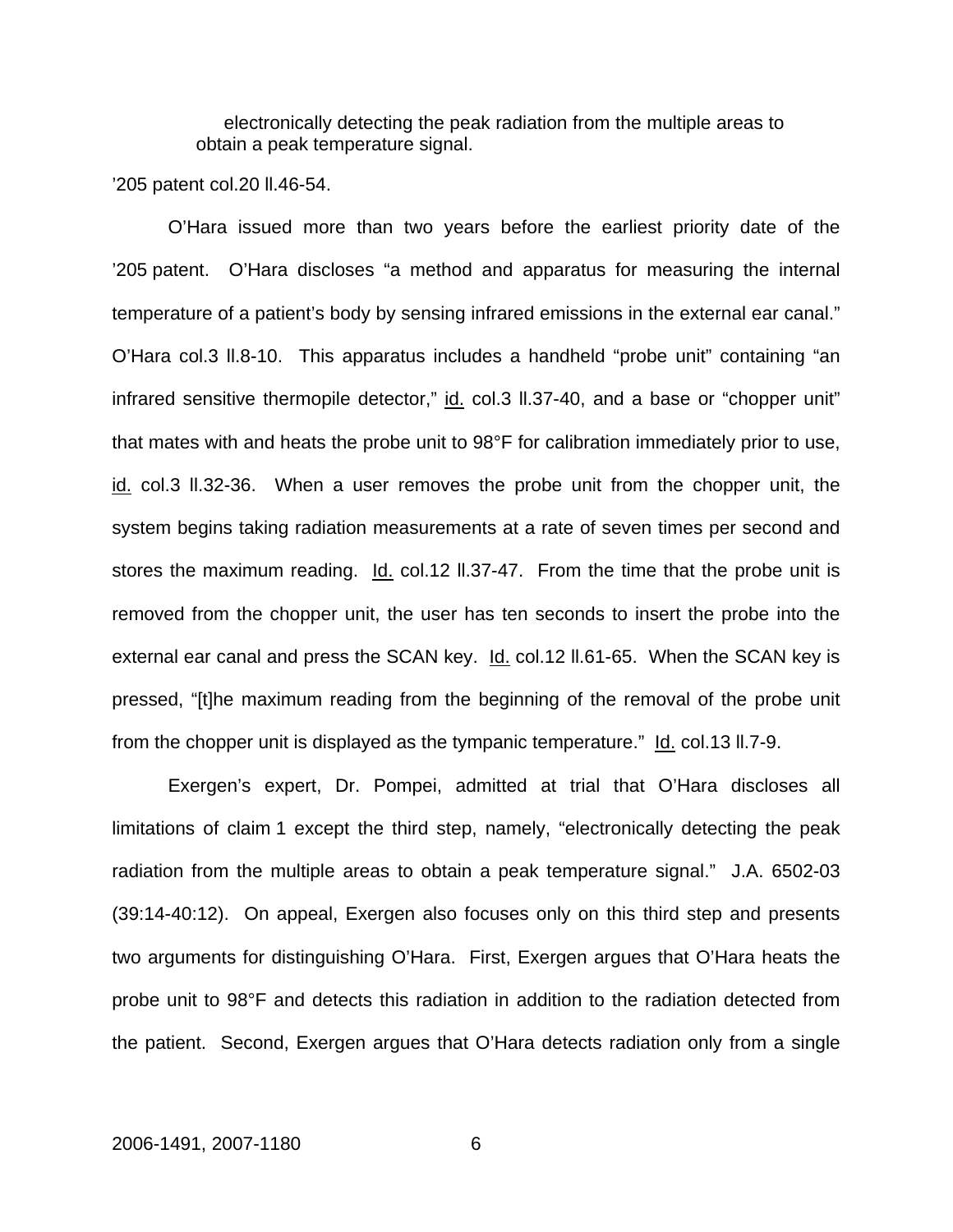> electronically detecting the peak radiation from the multiple areas to obtain a peak temperature signal.

’205 patent col.20 ll.46-54.

O’Hara issued more than two years before the earliest priority date of the ’205 patent. O’Hara discloses “a method and apparatus for measuring the internal temperature of a patient’s body by sensing infrared emissions in the external ear canal.” O’Hara col.3 ll.8-10. This apparatus includes a handheld “probe unit” containing “an infrared sensitive thermopile detector,” id. col.3 ll.37-40, and a base or “chopper unit” that mates with and heats the probe unit to 98°F for calibration immediately prior to use, id. col.3 ll.32-36. When a user removes the probe unit from the chopper unit, the system begins taking radiation measurements at a rate of seven times per second and stores the maximum reading. Id. col.12 ll.37-47. From the time that the probe unit is removed from the chopper unit, the user has ten seconds to insert the probe into the external ear canal and press the SCAN key. Id. col.12 ll.61-65. When the SCAN key is pressed, “[t]he maximum reading from the beginning of the removal of the probe unit from the chopper unit is displayed as the tympanic temperature.” Id. col.13 ll.7-9.

Exergen’s expert, Dr. Pompei, admitted at trial that O’Hara discloses all limitations of claim 1 except the third step, namely, “electronically detecting the peak radiation from the multiple areas to obtain a peak temperature signal.” J.A. 6502-03 (39:14-40:12). On appeal, Exergen also focuses only on this third step and presents two arguments for distinguishing O’Hara. First, Exergen argues that O’Hara heats the probe unit to 98°F and detects this radiation in addition to the radiation detected from the patient. Second, Exergen argues that O’Hara detects radiation only from a single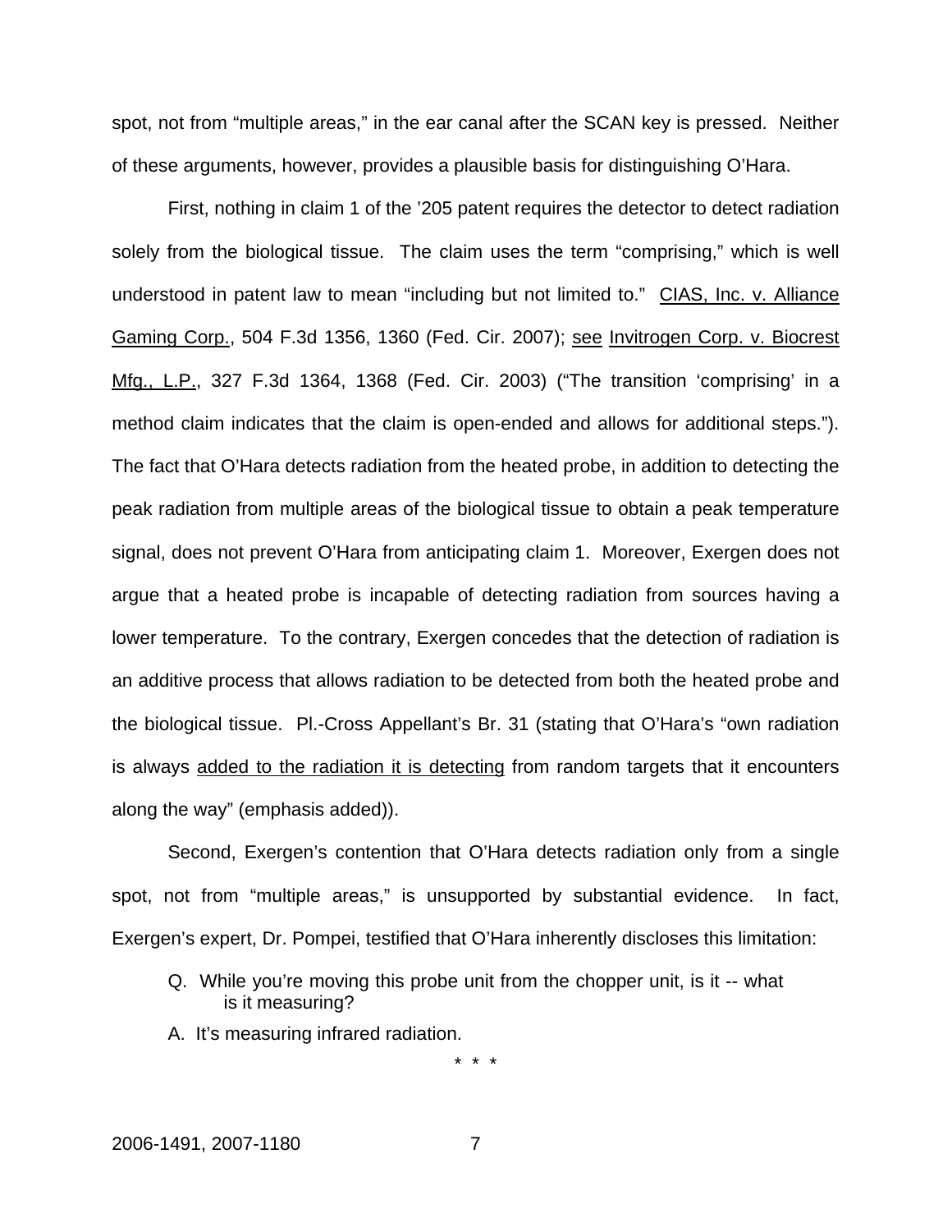spot, not from "multiple areas," in the ear canal after the SCAN key is pressed. Neither of these arguments, however, provides a plausible basis for distinguishing O'Hara.

First, nothing in claim 1 of the '205 patent requires the detector to detect radiation solely from the biological tissue. The claim uses the term "comprising," which is well understood in patent law to mean "including but not limited to." CIAS, Inc. v. Alliance Gaming Corp., 504 F.3d 1356, 1360 (Fed. Cir. 2007); see Invitrogen Corp. v. Biocrest Mfg., L.P., 327 F.3d 1364, 1368 (Fed. Cir. 2003) ("The transition 'comprising' in a method claim indicates that the claim is open-ended and allows for additional steps."). The fact that O'Hara detects radiation from the heated probe, in addition to detecting the peak radiation from multiple areas of the biological tissue to obtain a peak temperature signal, does not prevent O'Hara from anticipating claim 1. Moreover, Exergen does not argue that a heated probe is incapable of detecting radiation from sources having a lower temperature. To the contrary, Exergen concedes that the detection of radiation is an additive process that allows radiation to be detected from both the heated probe and the biological tissue. Pl.-Cross Appellant's Br. 31 (stating that O'Hara's "own radiation is always added to the radiation it is detecting from random targets that it encounters along the way" (emphasis added)).

Second, Exergen's contention that O'Hara detects radiation only from a single spot, not from "multiple areas," is unsupported by substantial evidence. In fact, Exergen's expert, Dr. Pompei, testified that O'Hara inherently discloses this limitation:

> Q. While you're moving this probe unit from the chopper unit, is it -- what is it measuring?
>
> A. It's measuring infrared radiation.
>
> \* \* \*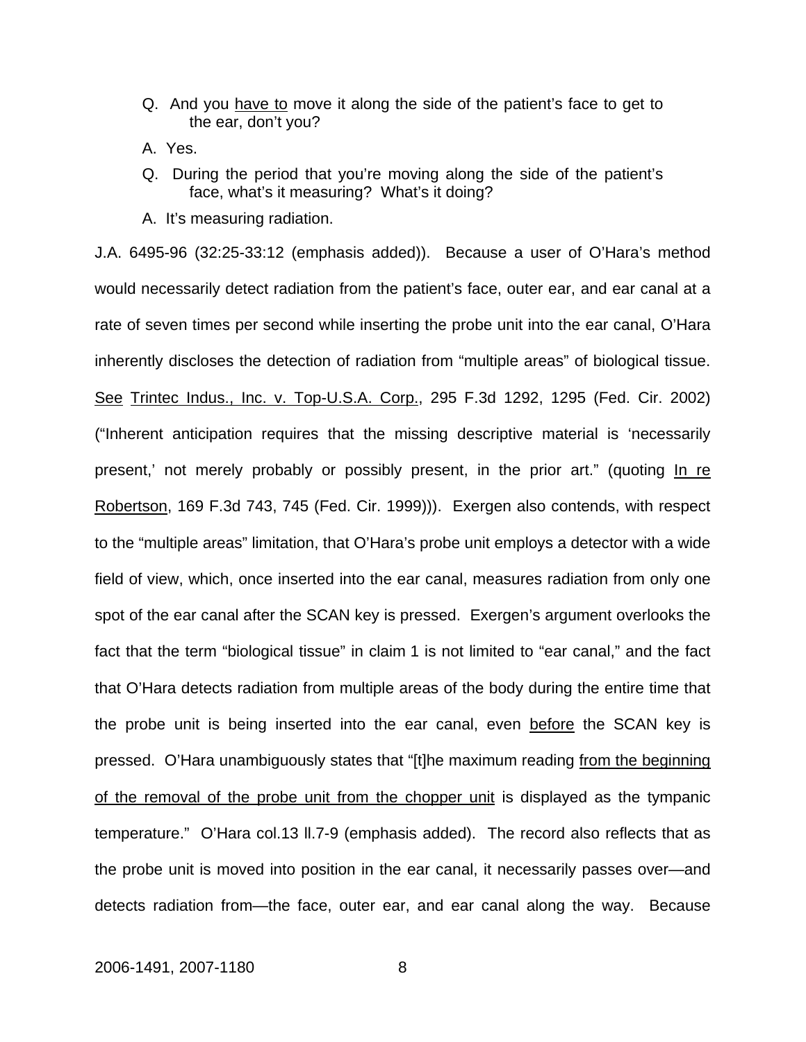> Q. And you <u>have to</u> move it along the side of the patient's face to get to the ear, don't you?
>
> A. Yes.
>
> Q. During the period that you're moving along the side of the patient's face, what's it measuring? What's it doing?
>
> A. It's measuring radiation.

J.A. 6495-96 (32:25-33:12 (emphasis added)). Because a user of O'Hara's method would necessarily detect radiation from the patient's face, outer ear, and ear canal at a rate of seven times per second while inserting the probe unit into the ear canal, O'Hara inherently discloses the detection of radiation from "multiple areas" of biological tissue. <u>See</u> <u>Trintec Indus., Inc. v. Top-U.S.A. Corp.</u>, 295 F.3d 1292, 1295 (Fed. Cir. 2002) ("Inherent anticipation requires that the missing descriptive material is 'necessarily present,' not merely probably or possibly present, in the prior art." (quoting <u>In re Robertson</u>, 169 F.3d 743, 745 (Fed. Cir. 1999))). Exergen also contends, with respect to the "multiple areas" limitation, that O'Hara's probe unit employs a detector with a wide field of view, which, once inserted into the ear canal, measures radiation from only one spot of the ear canal after the SCAN key is pressed. Exergen's argument overlooks the fact that the term "biological tissue" in claim 1 is not limited to "ear canal," and the fact that O'Hara detects radiation from multiple areas of the body during the entire time that the probe unit is being inserted into the ear canal, even <u>before</u> the SCAN key is pressed. O'Hara unambiguously states that "[t]he maximum reading <u>from the beginning of the removal of the probe unit from the chopper unit</u> is displayed as the tympanic temperature." O'Hara col.13 ll.7-9 (emphasis added). The record also reflects that as the probe unit is moved into position in the ear canal, it necessarily passes over—and detects radiation from—the face, outer ear, and ear canal along the way. Because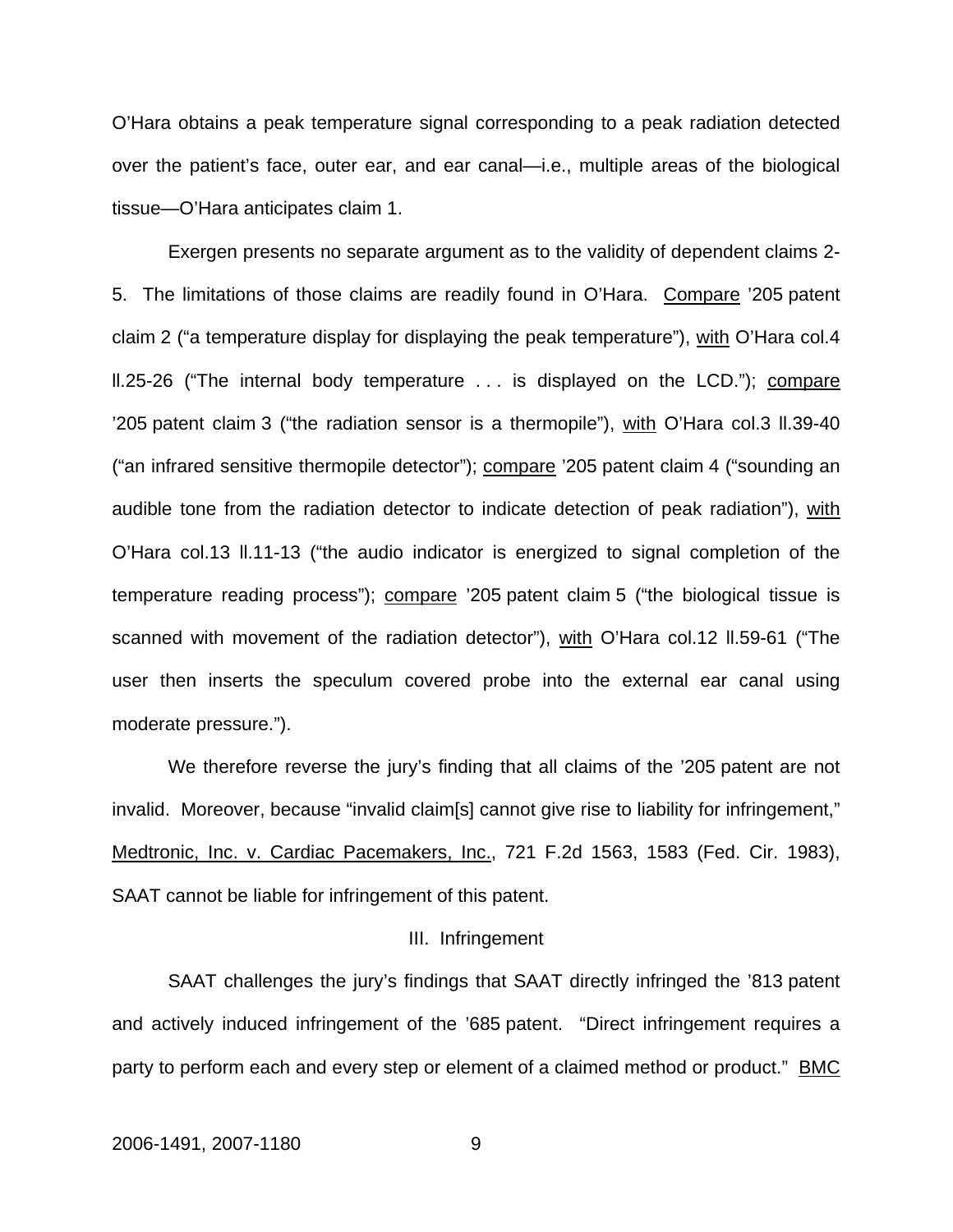O'Hara obtains a peak temperature signal corresponding to a peak radiation detected over the patient's face, outer ear, and ear canal—i.e., multiple areas of the biological tissue—O'Hara anticipates claim 1.

Exergen presents no separate argument as to the validity of dependent claims 2-5. The limitations of those claims are readily found in O'Hara. Compare '205 patent claim 2 ("a temperature display for displaying the peak temperature"), with O'Hara col.4 ll.25-26 ("The internal body temperature . . . is displayed on the LCD."); compare '205 patent claim 3 ("the radiation sensor is a thermopile"), with O'Hara col.3 ll.39-40 ("an infrared sensitive thermopile detector"); compare '205 patent claim 4 ("sounding an audible tone from the radiation detector to indicate detection of peak radiation"), with O'Hara col.13 ll.11-13 ("the audio indicator is energized to signal completion of the temperature reading process"); compare '205 patent claim 5 ("the biological tissue is scanned with movement of the radiation detector"), with O'Hara col.12 ll.59-61 ("The user then inserts the speculum covered probe into the external ear canal using moderate pressure.").

We therefore reverse the jury's finding that all claims of the '205 patent are not invalid. Moreover, because "invalid claim[s] cannot give rise to liability for infringement," Medtronic, Inc. v. Cardiac Pacemakers, Inc., 721 F.2d 1563, 1583 (Fed. Cir. 1983), SAAT cannot be liable for infringement of this patent.

## III. Infringement

SAAT challenges the jury's findings that SAAT directly infringed the '813 patent and actively induced infringement of the '685 patent. "Direct infringement requires a party to perform each and every step or element of a claimed method or product." BMC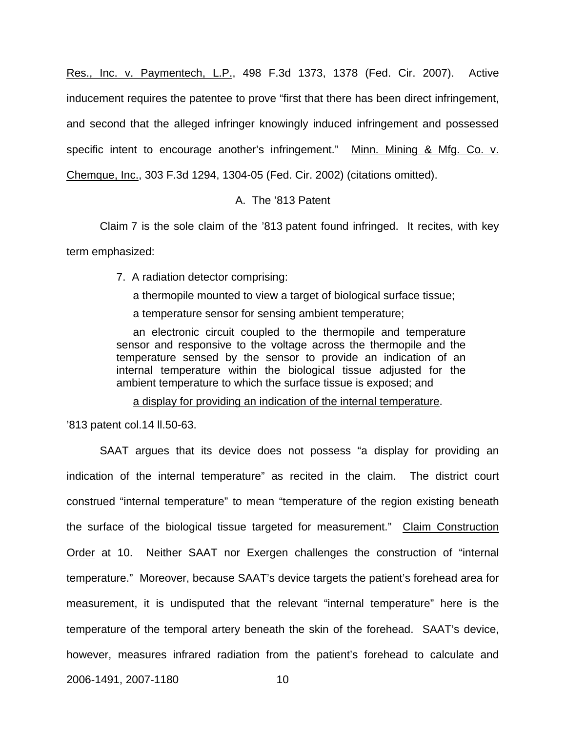Res., Inc. v. Paymentech, L.P., 498 F.3d 1373, 1378 (Fed. Cir. 2007). Active inducement requires the patentee to prove "first that there has been direct infringement, and second that the alleged infringer knowingly induced infringement and possessed specific intent to encourage another's infringement." Minn. Mining & Mfg. Co. v. Chemque, Inc., 303 F.3d 1294, 1304-05 (Fed. Cir. 2002) (citations omitted).

### A. The '813 Patent

Claim 7 is the sole claim of the '813 patent found infringed. It recites, with key term emphasized:

> 7. A radiation detector comprising:
>
> a thermopile mounted to view a target of biological surface tissue;
>
> a temperature sensor for sensing ambient temperature;
>
> an electronic circuit coupled to the thermopile and temperature sensor and responsive to the voltage across the thermopile and the temperature sensed by the sensor to provide an indication of an internal temperature within the biological tissue adjusted for the ambient temperature to which the surface tissue is exposed; and
>
> a display for providing an indication of the internal temperature.

'813 patent col.14 ll.50-63.

SAAT argues that its device does not possess "a display for providing an indication of the internal temperature" as recited in the claim. The district court construed "internal temperature" to mean "temperature of the region existing beneath the surface of the biological tissue targeted for measurement." Claim Construction Order at 10. Neither SAAT nor Exergen challenges the construction of "internal temperature." Moreover, because SAAT's device targets the patient's forehead area for measurement, it is undisputed that the relevant "internal temperature" here is the temperature of the temporal artery beneath the skin of the forehead. SAAT's device, however, measures infrared radiation from the patient's forehead to calculate and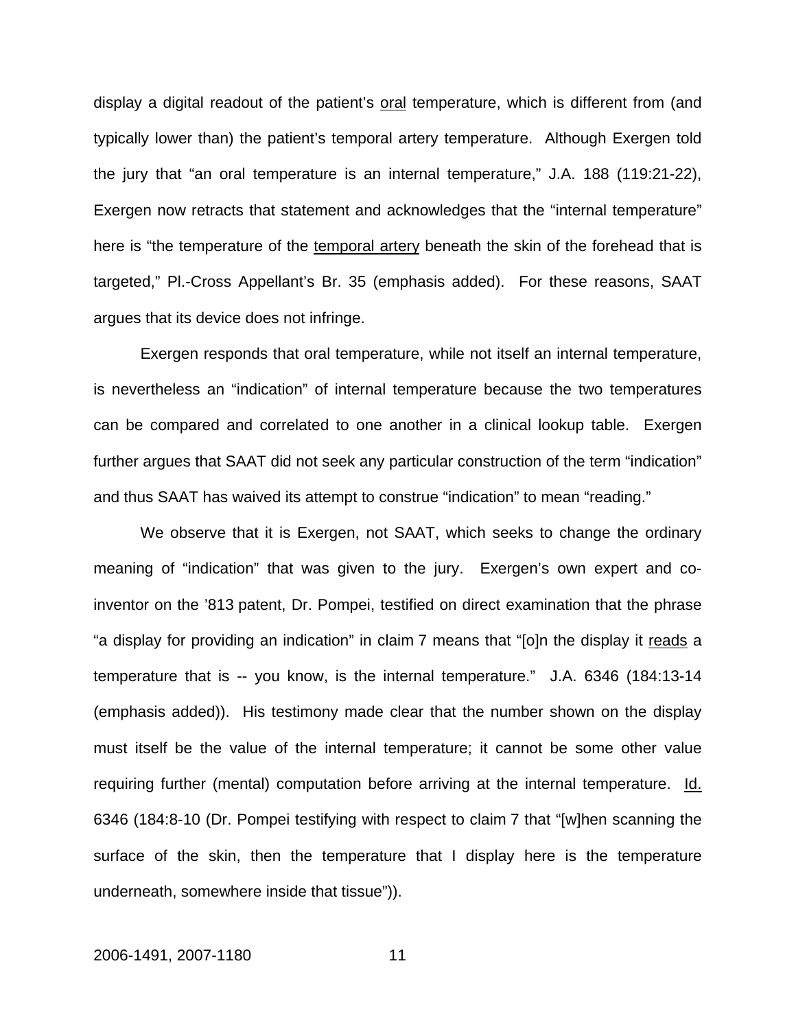display a digital readout of the patient's <u>oral</u> temperature, which is different from (and typically lower than) the patient's temporal artery temperature. Although Exergen told the jury that "an oral temperature is an internal temperature," J.A. 188 (119:21-22), Exergen now retracts that statement and acknowledges that the "internal temperature" here is "the temperature of the <u>temporal artery</u> beneath the skin of the forehead that is targeted," Pl.-Cross Appellant's Br. 35 (emphasis added). For these reasons, SAAT argues that its device does not infringe.

Exergen responds that oral temperature, while not itself an internal temperature, is nevertheless an "indication" of internal temperature because the two temperatures can be compared and correlated to one another in a clinical lookup table. Exergen further argues that SAAT did not seek any particular construction of the term "indication" and thus SAAT has waived its attempt to construe "indication" to mean "reading."

We observe that it is Exergen, not SAAT, which seeks to change the ordinary meaning of "indication" that was given to the jury. Exergen's own expert and co-inventor on the '813 patent, Dr. Pompei, testified on direct examination that the phrase "a display for providing an indication" in claim 7 means that "[o]n the display it <u>reads</u> a temperature that is -- you know, is the internal temperature." J.A. 6346 (184:13-14 (emphasis added)). His testimony made clear that the number shown on the display must itself be the value of the internal temperature; it cannot be some other value requiring further (mental) computation before arriving at the internal temperature. <u>Id.</u> 6346 (184:8-10 (Dr. Pompei testifying with respect to claim 7 that "[w]hen scanning the surface of the skin, then the temperature that I display here is the temperature underneath, somewhere inside that tissue")).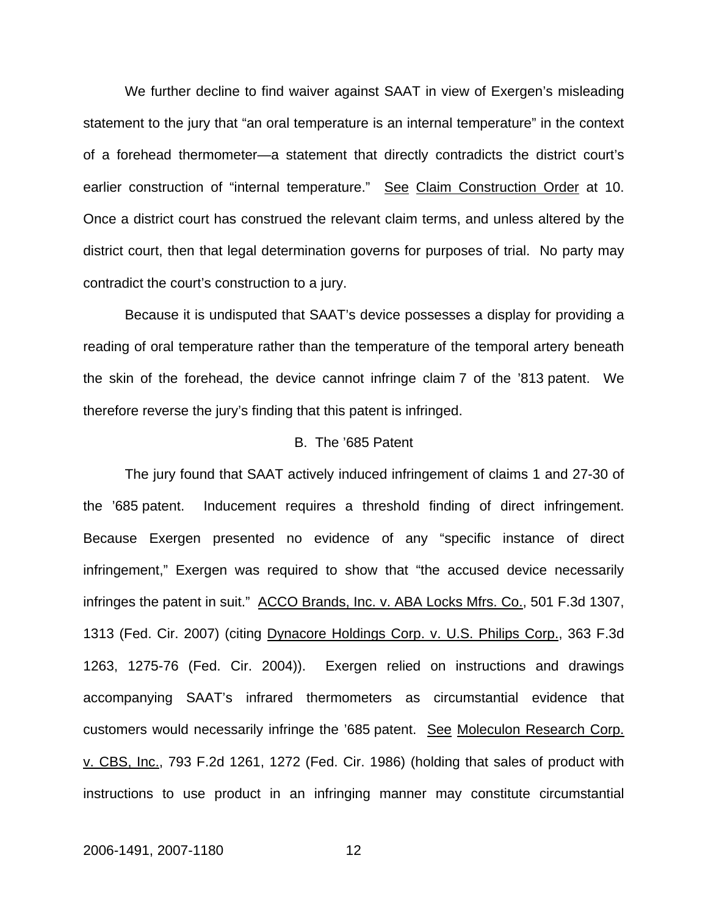We further decline to find waiver against SAAT in view of Exergen's misleading statement to the jury that "an oral temperature is an internal temperature" in the context of a forehead thermometer—a statement that directly contradicts the district court's earlier construction of "internal temperature." See Claim Construction Order at 10. Once a district court has construed the relevant claim terms, and unless altered by the district court, then that legal determination governs for purposes of trial. No party may contradict the court's construction to a jury.

Because it is undisputed that SAAT's device possesses a display for providing a reading of oral temperature rather than the temperature of the temporal artery beneath the skin of the forehead, the device cannot infringe claim 7 of the '813 patent. We therefore reverse the jury's finding that this patent is infringed.

B. The '685 Patent

The jury found that SAAT actively induced infringement of claims 1 and 27-30 of the '685 patent. Inducement requires a threshold finding of direct infringement. Because Exergen presented no evidence of any "specific instance of direct infringement," Exergen was required to show that "the accused device necessarily infringes the patent in suit." ACCO Brands, Inc. v. ABA Locks Mfrs. Co., 501 F.3d 1307, 1313 (Fed. Cir. 2007) (citing Dynacore Holdings Corp. v. U.S. Philips Corp., 363 F.3d 1263, 1275-76 (Fed. Cir. 2004)). Exergen relied on instructions and drawings accompanying SAAT's infrared thermometers as circumstantial evidence that customers would necessarily infringe the '685 patent. See Moleculon Research Corp. v. CBS, Inc., 793 F.2d 1261, 1272 (Fed. Cir. 1986) (holding that sales of product with instructions to use product in an infringing manner may constitute circumstantial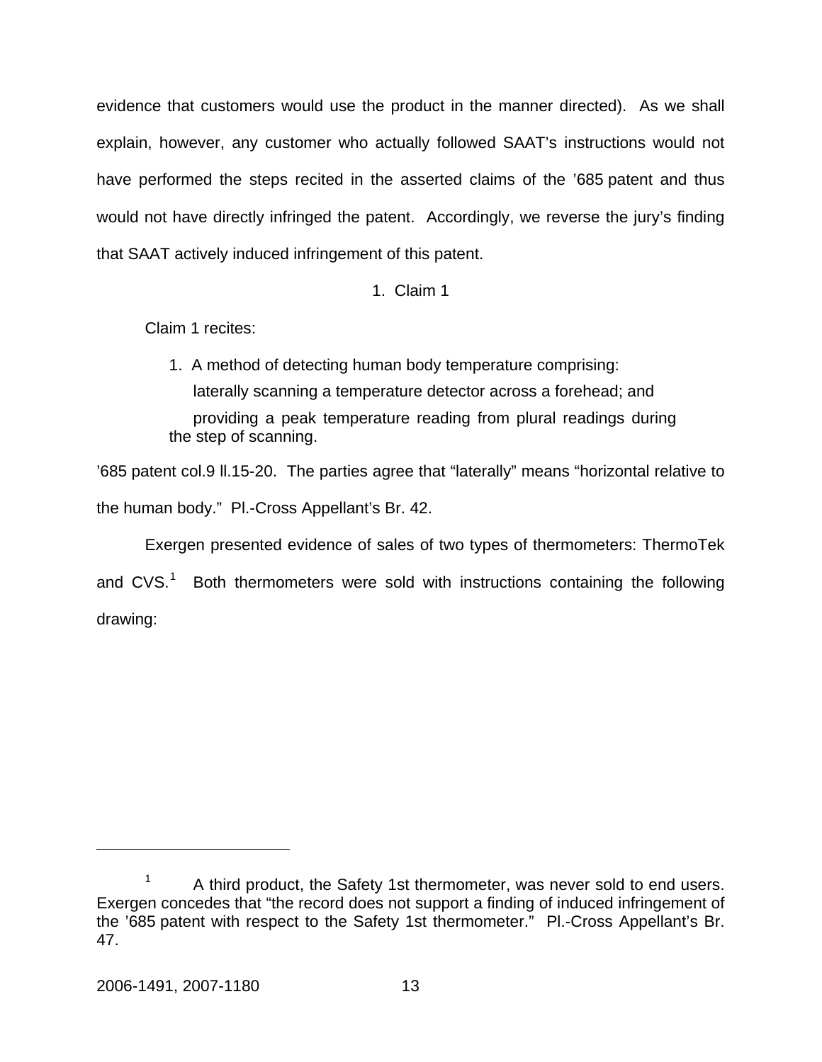evidence that customers would use the product in the manner directed). As we shall explain, however, any customer who actually followed SAAT's instructions would not have performed the steps recited in the asserted claims of the '685 patent and thus would not have directly infringed the patent. Accordingly, we reverse the jury's finding that SAAT actively induced infringement of this patent.

1. Claim 1

Claim 1 recites:

> 1. A method of detecting human body temperature comprising:
>
> laterally scanning a temperature detector across a forehead; and
>
> providing a peak temperature reading from plural readings during the step of scanning.

'685 patent col.9 ll.15-20. The parties agree that "laterally" means "horizontal relative to the human body." Pl.-Cross Appellant's Br. 42.

Exergen presented evidence of sales of two types of thermometers: ThermoTek and CVS.[1] Both thermometers were sold with instructions containing the following drawing:

---

[1] A third product, the Safety 1st thermometer, was never sold to end users. Exergen concedes that "the record does not support a finding of induced infringement of the '685 patent with respect to the Safety 1st thermometer." Pl.-Cross Appellant's Br. 47.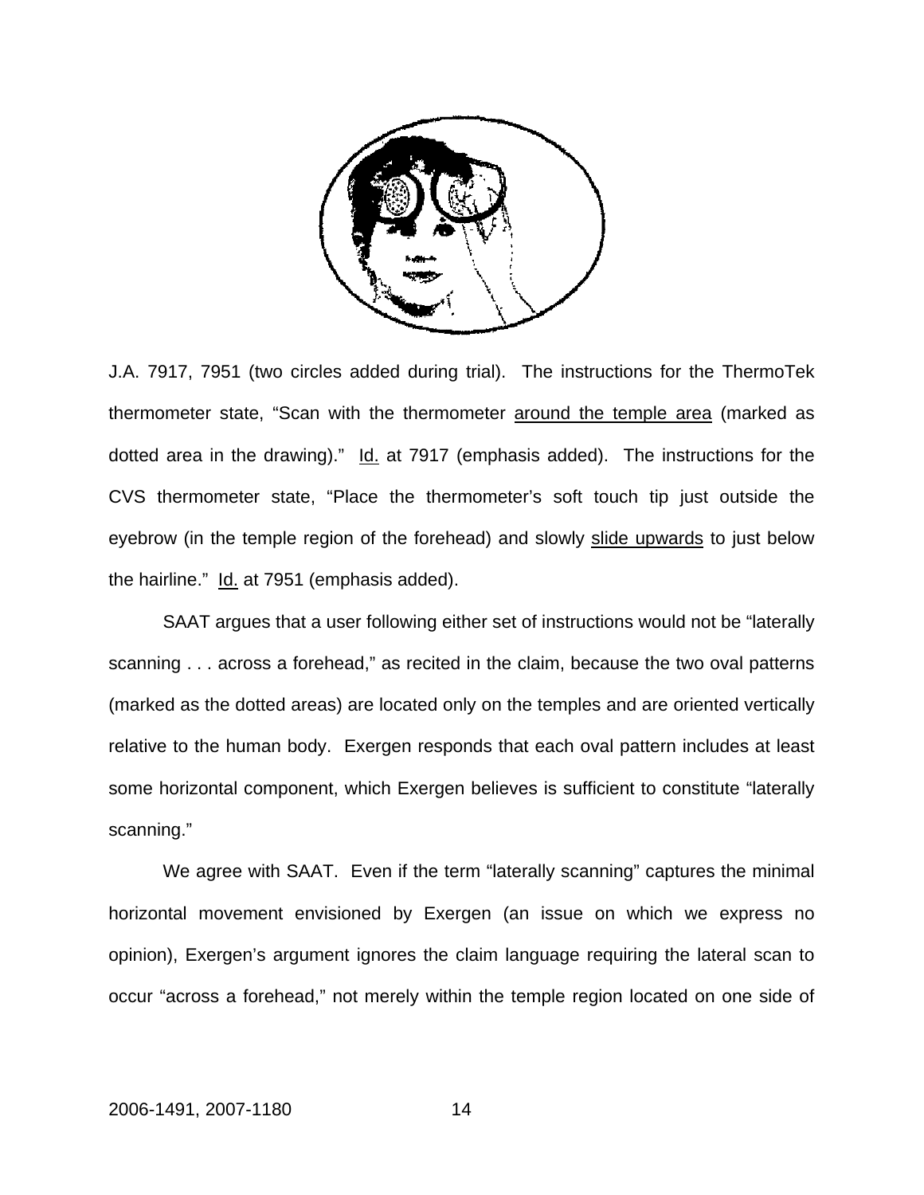J.A. 7917, 7951 (two circles added during trial). The instructions for the ThermoTek thermometer state, "Scan with the thermometer <u>around the temple area</u> (marked as dotted area in the drawing)." <u>Id.</u> at 7917 (emphasis added). The instructions for the CVS thermometer state, "Place the thermometer's soft touch tip just outside the eyebrow (in the temple region of the forehead) and slowly <u>slide upwards</u> to just below the hairline." <u>Id.</u> at 7951 (emphasis added).

SAAT argues that a user following either set of instructions would not be "laterally scanning . . . across a forehead," as recited in the claim, because the two oval patterns (marked as the dotted areas) are located only on the temples and are oriented vertically relative to the human body. Exergen responds that each oval pattern includes at least some horizontal component, which Exergen believes is sufficient to constitute "laterally scanning."

We agree with SAAT. Even if the term "laterally scanning" captures the minimal horizontal movement envisioned by Exergen (an issue on which we express no opinion), Exergen's argument ignores the claim language requiring the lateral scan to occur "across a forehead," not merely within the temple region located on one side of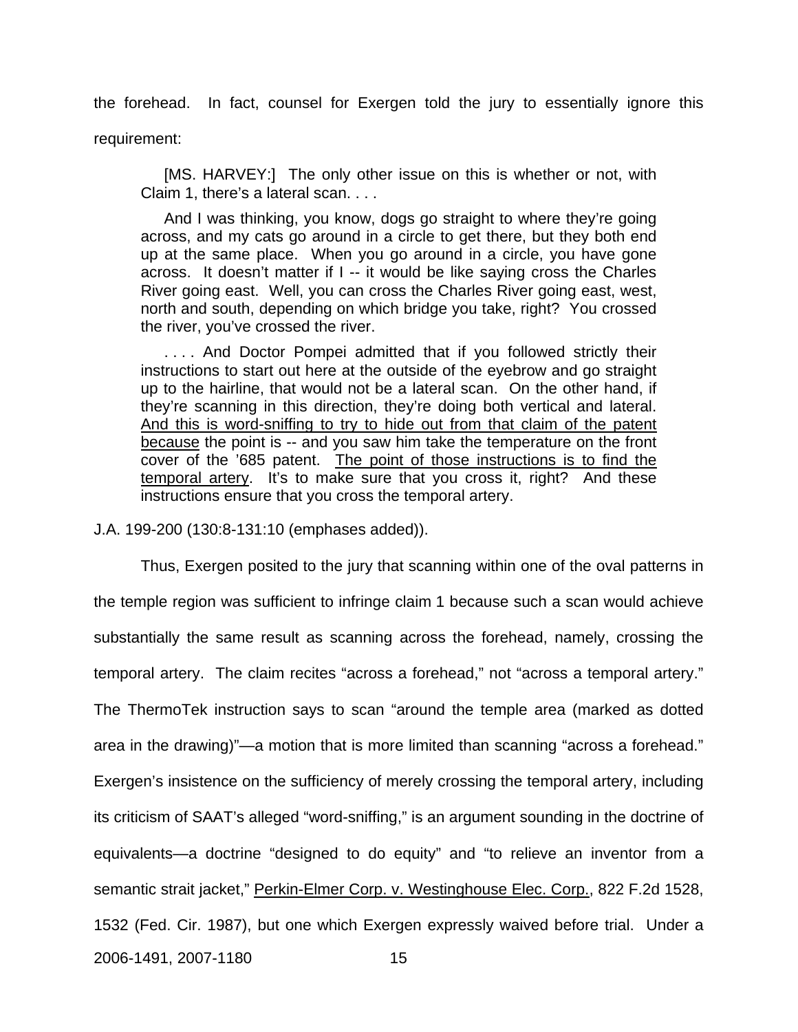the forehead. In fact, counsel for Exergen told the jury to essentially ignore this requirement:

> [MS. HARVEY:] The only other issue on this is whether or not, with Claim 1, there's a lateral scan. . . .
>
> And I was thinking, you know, dogs go straight to where they're going across, and my cats go around in a circle to get there, but they both end up at the same place. When you go around in a circle, you have gone across. It doesn't matter if I -- it would be like saying cross the Charles River going east. Well, you can cross the Charles River going east, west, north and south, depending on which bridge you take, right? You crossed the river, you've crossed the river.
>
> . . . . And Doctor Pompei admitted that if you followed strictly their instructions to start out here at the outside of the eyebrow and go straight up to the hairline, that would not be a lateral scan. On the other hand, if they're scanning in this direction, they're doing both vertical and lateral. <u>And this is word-sniffing to try to hide out from that claim of the patent because</u> the point is -- and you saw him take the temperature on the front cover of the '685 patent. <u>The point of those instructions is to find the temporal artery</u>. It's to make sure that you cross it, right? And these instructions ensure that you cross the temporal artery.

J.A. 199-200 (130:8-131:10 (emphases added)).

Thus, Exergen posited to the jury that scanning within one of the oval patterns in the temple region was sufficient to infringe claim 1 because such a scan would achieve substantially the same result as scanning across the forehead, namely, crossing the temporal artery. The claim recites "across a forehead," not "across a temporal artery." The ThermoTek instruction says to scan "around the temple area (marked as dotted area in the drawing)"—a motion that is more limited than scanning "across a forehead." Exergen's insistence on the sufficiency of merely crossing the temporal artery, including its criticism of SAAT's alleged "word-sniffing," is an argument sounding in the doctrine of equivalents—a doctrine "designed to do equity" and "to relieve an inventor from a semantic strait jacket," <u>Perkin-Elmer Corp. v. Westinghouse Elec. Corp.</u>, 822 F.2d 1528, 1532 (Fed. Cir. 1987), but one which Exergen expressly waived before trial. Under a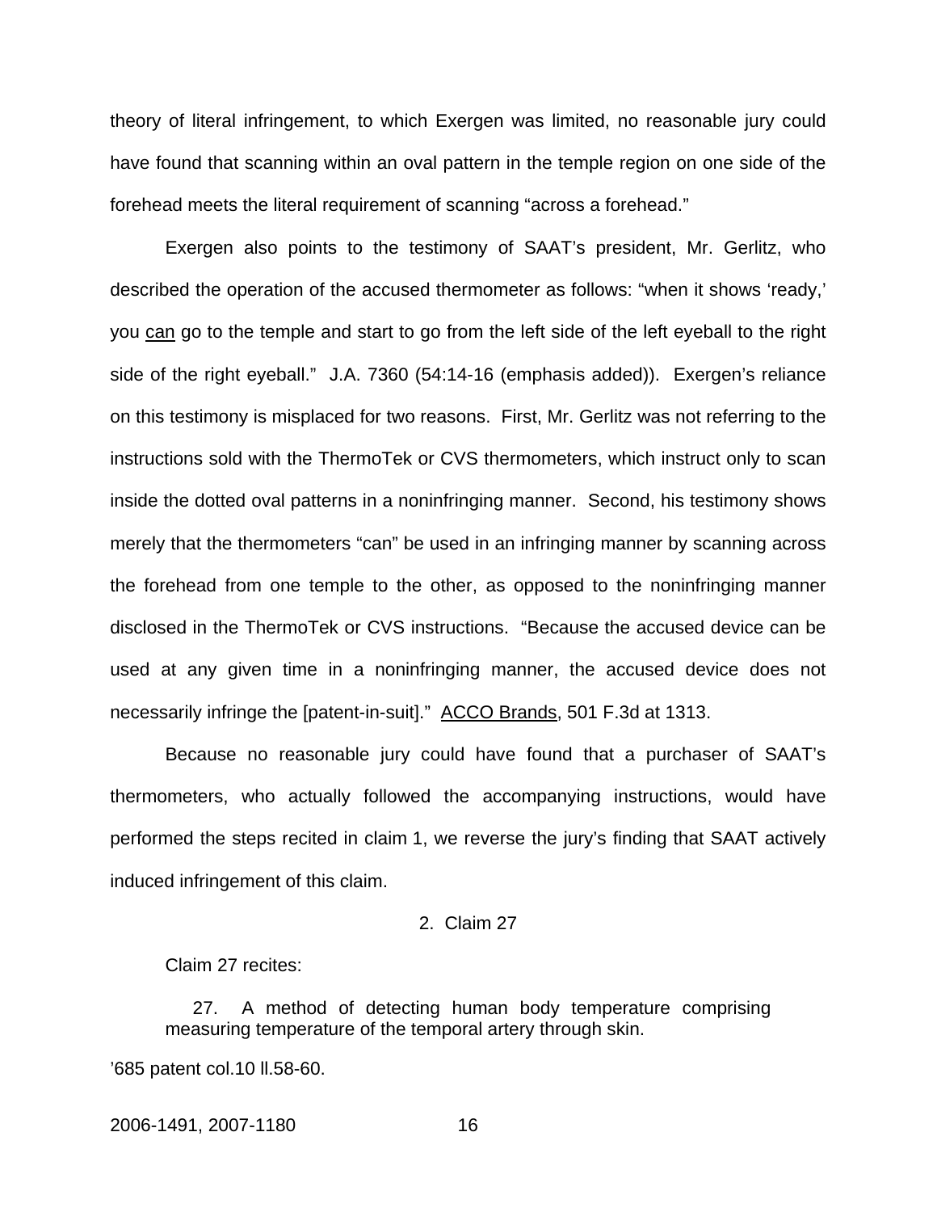theory of literal infringement, to which Exergen was limited, no reasonable jury could have found that scanning within an oval pattern in the temple region on one side of the forehead meets the literal requirement of scanning "across a forehead."

Exergen also points to the testimony of SAAT's president, Mr. Gerlitz, who described the operation of the accused thermometer as follows: "when it shows 'ready,' you <u>can</u> go to the temple and start to go from the left side of the left eyeball to the right side of the right eyeball." J.A. 7360 (54:14-16 (emphasis added)). Exergen's reliance on this testimony is misplaced for two reasons. First, Mr. Gerlitz was not referring to the instructions sold with the ThermoTek or CVS thermometers, which instruct only to scan inside the dotted oval patterns in a noninfringing manner. Second, his testimony shows merely that the thermometers "can" be used in an infringing manner by scanning across the forehead from one temple to the other, as opposed to the noninfringing manner disclosed in the ThermoTek or CVS instructions. "Because the accused device can be used at any given time in a noninfringing manner, the accused device does not necessarily infringe the [patent-in-suit]." <u>ACCO Brands</u>, 501 F.3d at 1313.

Because no reasonable jury could have found that a purchaser of SAAT's thermometers, who actually followed the accompanying instructions, would have performed the steps recited in claim 1, we reverse the jury's finding that SAAT actively induced infringement of this claim.

2. Claim 27

Claim 27 recites:

> 27. A method of detecting human body temperature comprising measuring temperature of the temporal artery through skin.

'685 patent col.10 ll.58-60.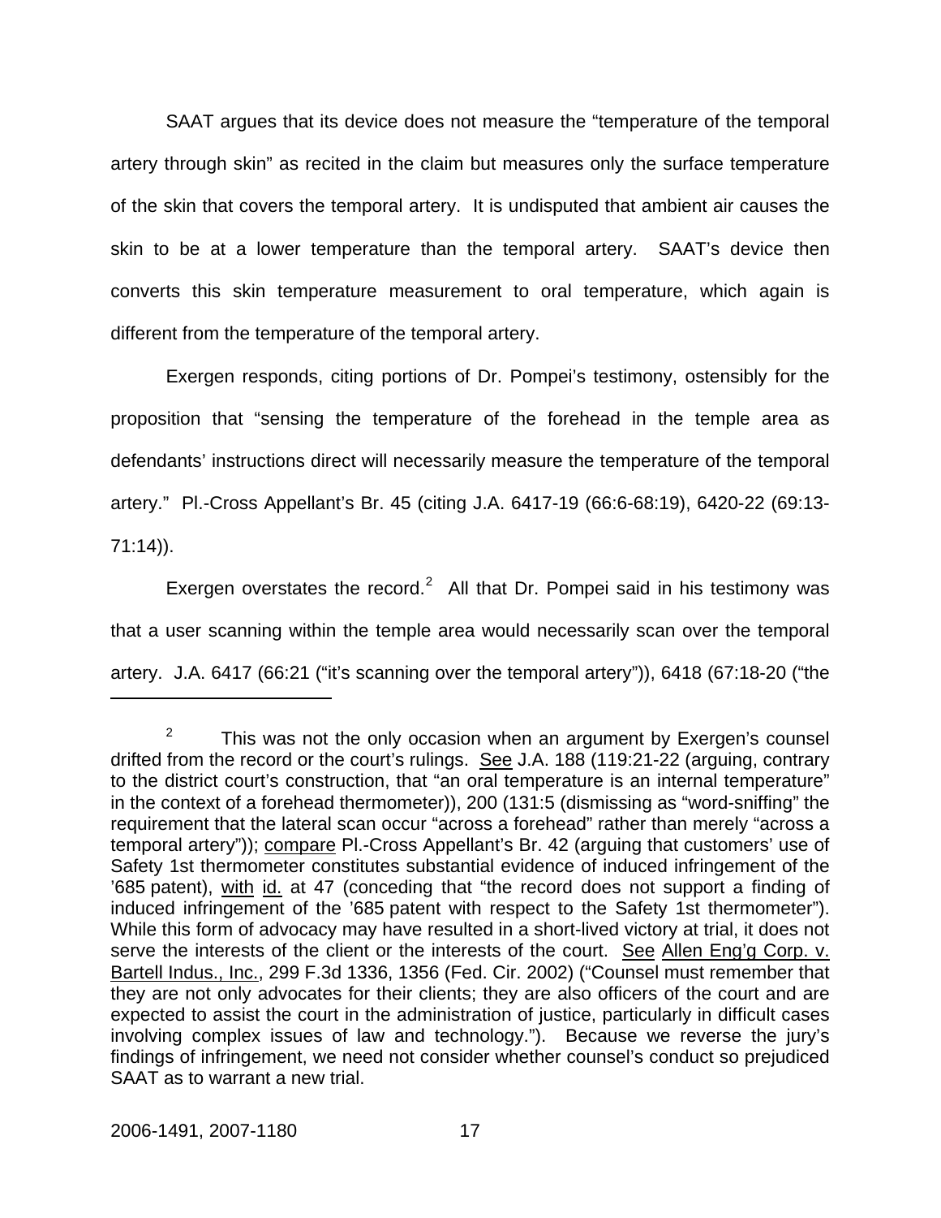SAAT argues that its device does not measure the "temperature of the temporal artery through skin" as recited in the claim but measures only the surface temperature of the skin that covers the temporal artery. It is undisputed that ambient air causes the skin to be at a lower temperature than the temporal artery. SAAT's device then converts this skin temperature measurement to oral temperature, which again is different from the temperature of the temporal artery.

Exergen responds, citing portions of Dr. Pompei's testimony, ostensibly for the proposition that "sensing the temperature of the forehead in the temple area as defendants' instructions direct will necessarily measure the temperature of the temporal artery." Pl.-Cross Appellant's Br. 45 (citing J.A. 6417-19 (66:6-68:19), 6420-22 (69:13-71:14)).

Exergen overstates the record.[2] All that Dr. Pompei said in his testimony was that a user scanning within the temple area would necessarily scan over the temporal artery. J.A. 6417 (66:21 ("it's scanning over the temporal artery")), 6418 (67:18-20 ("the

---

[2] This was not the only occasion when an argument by Exergen's counsel drifted from the record or the court's rulings. See J.A. 188 (119:21-22 (arguing, contrary to the district court's construction, that "an oral temperature is an internal temperature" in the context of a forehead thermometer)), 200 (131:5 (dismissing as "word-sniffing" the requirement that the lateral scan occur "across a forehead" rather than merely "across a temporal artery")); compare Pl.-Cross Appellant's Br. 42 (arguing that customers' use of Safety 1st thermometer constitutes substantial evidence of induced infringement of the '685 patent), with id. at 47 (conceding that "the record does not support a finding of induced infringement of the '685 patent with respect to the Safety 1st thermometer"). While this form of advocacy may have resulted in a short-lived victory at trial, it does not serve the interests of the client or the interests of the court. See Allen Eng'g Corp. v. Bartell Indus., Inc., 299 F.3d 1336, 1356 (Fed. Cir. 2002) ("Counsel must remember that they are not only advocates for their clients; they are also officers of the court and are expected to assist the court in the administration of justice, particularly in difficult cases involving complex issues of law and technology."). Because we reverse the jury's findings of infringement, we need not consider whether counsel's conduct so prejudiced SAAT as to warrant a new trial.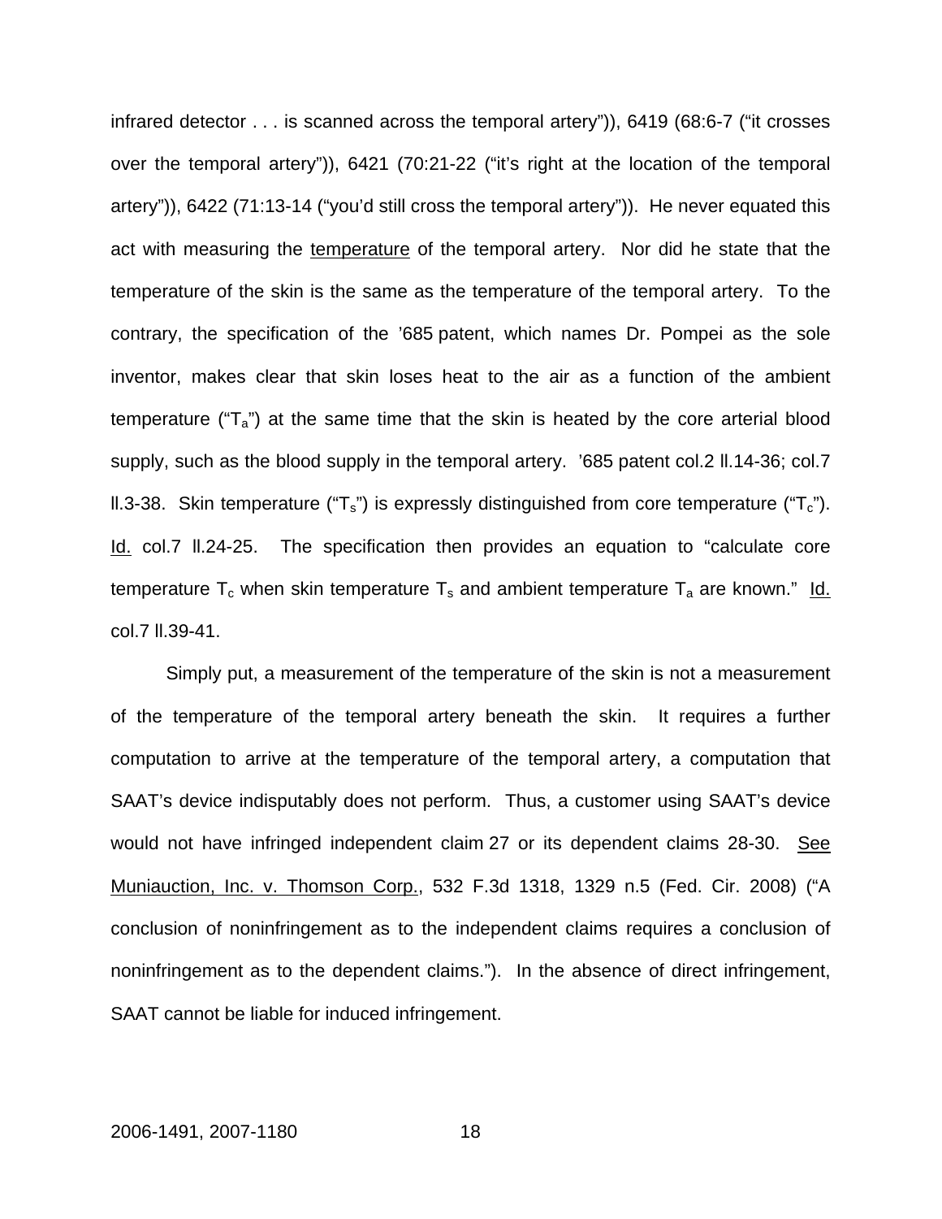infrared detector . . . is scanned across the temporal artery")), 6419 (68:6-7 ("it crosses over the temporal artery")), 6421 (70:21-22 ("it's right at the location of the temporal artery")), 6422 (71:13-14 ("you'd still cross the temporal artery")). He never equated this act with measuring the temperature of the temporal artery. Nor did he state that the temperature of the skin is the same as the temperature of the temporal artery. To the contrary, the specification of the '685 patent, which names Dr. Pompei as the sole inventor, makes clear that skin loses heat to the air as a function of the ambient temperature ("$T_a$") at the same time that the skin is heated by the core arterial blood supply, such as the blood supply in the temporal artery. '685 patent col.2 ll.14-36; col.7 ll.3-38. Skin temperature ("$T_s$") is expressly distinguished from core temperature ("$T_c$"). Id. col.7 ll.24-25. The specification then provides an equation to "calculate core temperature $T_c$ when skin temperature $T_s$ and ambient temperature $T_a$ are known." Id. col.7 ll.39-41.

Simply put, a measurement of the temperature of the skin is not a measurement of the temperature of the temporal artery beneath the skin. It requires a further computation to arrive at the temperature of the temporal artery, a computation that SAAT's device indisputably does not perform. Thus, a customer using SAAT's device would not have infringed independent claim 27 or its dependent claims 28-30. See Muniauction, Inc. v. Thomson Corp., 532 F.3d 1318, 1329 n.5 (Fed. Cir. 2008) ("A conclusion of noninfringement as to the independent claims requires a conclusion of noninfringement as to the dependent claims."). In the absence of direct infringement, SAAT cannot be liable for induced infringement.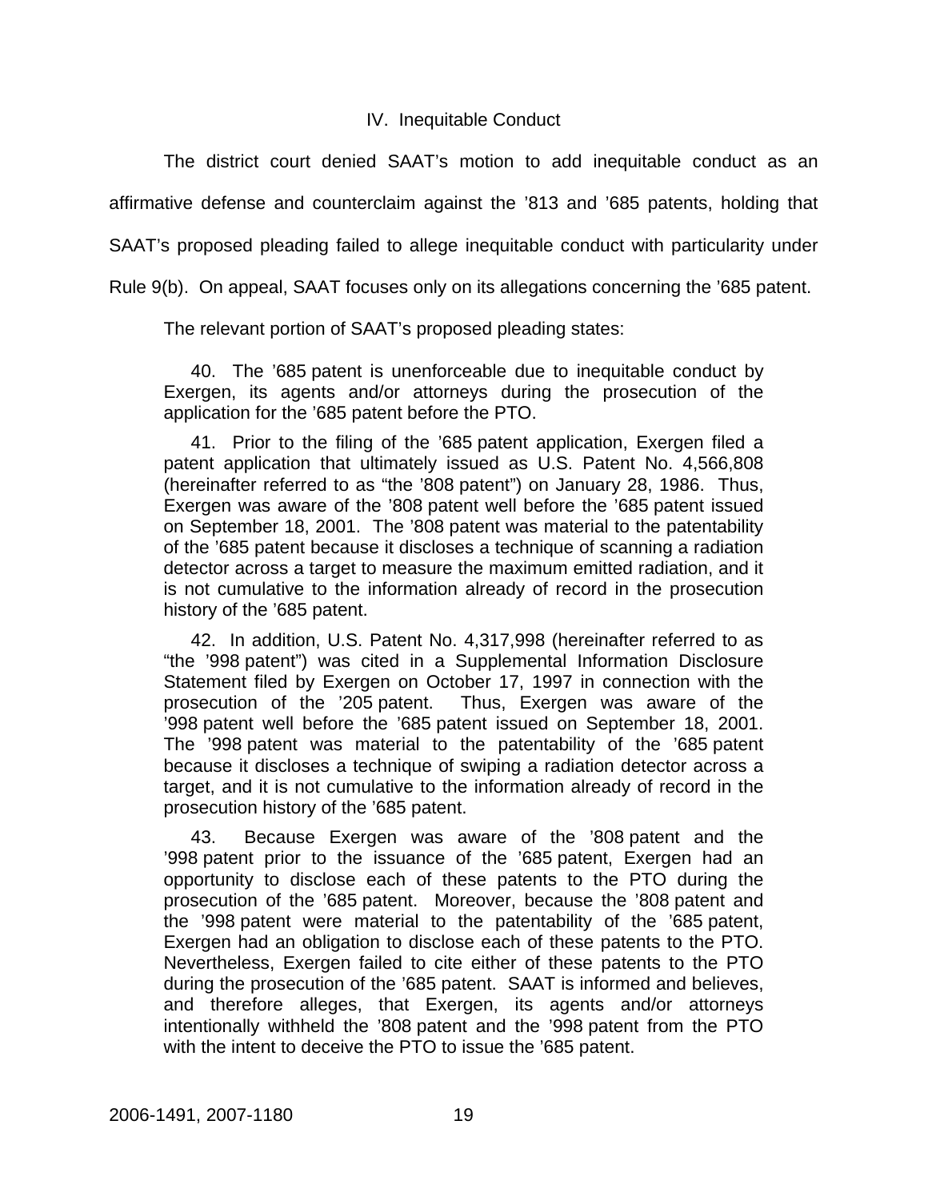## IV. Inequitable Conduct

The district court denied SAAT's motion to add inequitable conduct as an affirmative defense and counterclaim against the '813 and '685 patents, holding that SAAT's proposed pleading failed to allege inequitable conduct with particularity under Rule 9(b). On appeal, SAAT focuses only on its allegations concerning the '685 patent.

The relevant portion of SAAT's proposed pleading states:

> 40. The '685 patent is unenforceable due to inequitable conduct by Exergen, its agents and/or attorneys during the prosecution of the application for the '685 patent before the PTO.
>
> 41. Prior to the filing of the '685 patent application, Exergen filed a patent application that ultimately issued as U.S. Patent No. 4,566,808 (hereinafter referred to as "the '808 patent") on January 28, 1986. Thus, Exergen was aware of the '808 patent well before the '685 patent issued on September 18, 2001. The '808 patent was material to the patentability of the '685 patent because it discloses a technique of scanning a radiation detector across a target to measure the maximum emitted radiation, and it is not cumulative to the information already of record in the prosecution history of the '685 patent.
>
> 42. In addition, U.S. Patent No. 4,317,998 (hereinafter referred to as "the '998 patent") was cited in a Supplemental Information Disclosure Statement filed by Exergen on October 17, 1997 in connection with the prosecution of the '205 patent. Thus, Exergen was aware of the '998 patent well before the '685 patent issued on September 18, 2001. The '998 patent was material to the patentability of the '685 patent because it discloses a technique of swiping a radiation detector across a target, and it is not cumulative to the information already of record in the prosecution history of the '685 patent.
>
> 43. Because Exergen was aware of the '808 patent and the '998 patent prior to the issuance of the '685 patent, Exergen had an opportunity to disclose each of these patents to the PTO during the prosecution of the '685 patent. Moreover, because the '808 patent and the '998 patent were material to the patentability of the '685 patent, Exergen had an obligation to disclose each of these patents to the PTO. Nevertheless, Exergen failed to cite either of these patents to the PTO during the prosecution of the '685 patent. SAAT is informed and believes, and therefore alleges, that Exergen, its agents and/or attorneys intentionally withheld the '808 patent and the '998 patent from the PTO with the intent to deceive the PTO to issue the '685 patent.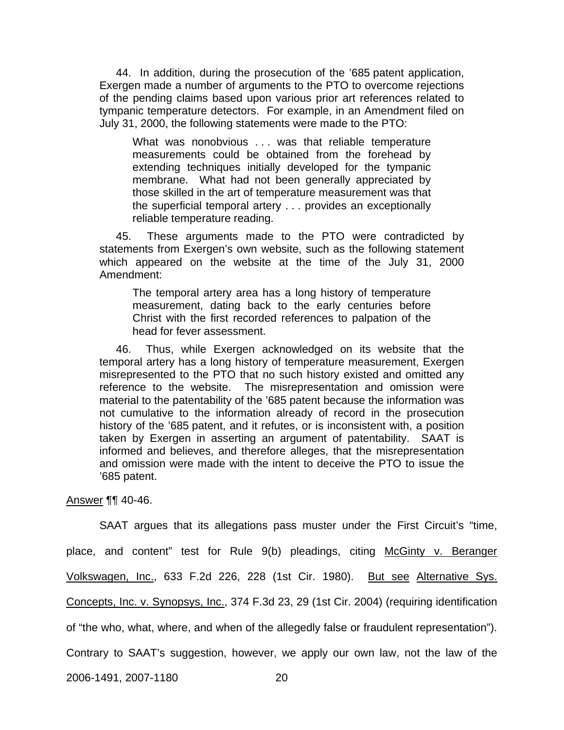44. In addition, during the prosecution of the ’685 patent application, Exergen made a number of arguments to the PTO to overcome rejections of the pending claims based upon various prior art references related to tympanic temperature detectors. For example, in an Amendment filed on July 31, 2000, the following statements were made to the PTO:

> What was nonobvious . . . was that reliable temperature measurements could be obtained from the forehead by extending techniques initially developed for the tympanic membrane. What had not been generally appreciated by those skilled in the art of temperature measurement was that the superficial temporal artery . . . provides an exceptionally reliable temperature reading.

45. These arguments made to the PTO were contradicted by statements from Exergen’s own website, such as the following statement which appeared on the website at the time of the July 31, 2000 Amendment:

> The temporal artery area has a long history of temperature measurement, dating back to the early centuries before Christ with the first recorded references to palpation of the head for fever assessment.

46. Thus, while Exergen acknowledged on its website that the temporal artery has a long history of temperature measurement, Exergen misrepresented to the PTO that no such history existed and omitted any reference to the website. The misrepresentation and omission were material to the patentability of the ’685 patent because the information was not cumulative to the information already of record in the prosecution history of the ’685 patent, and it refutes, or is inconsistent with, a position taken by Exergen in asserting an argument of patentability. SAAT is informed and believes, and therefore alleges, that the misrepresentation and omission were made with the intent to deceive the PTO to issue the ’685 patent.

Answer ¶¶ 40-46.

SAAT argues that its allegations pass muster under the First Circuit’s “time, place, and content” test for Rule 9(b) pleadings, citing McGinty v. Beranger Volkswagen, Inc., 633 F.2d 226, 228 (1st Cir. 1980). But see Alternative Sys. Concepts, Inc. v. Synopsys, Inc., 374 F.3d 23, 29 (1st Cir. 2004) (requiring identification of “the who, what, where, and when of the allegedly false or fraudulent representation”). Contrary to SAAT’s suggestion, however, we apply our own law, not the law of the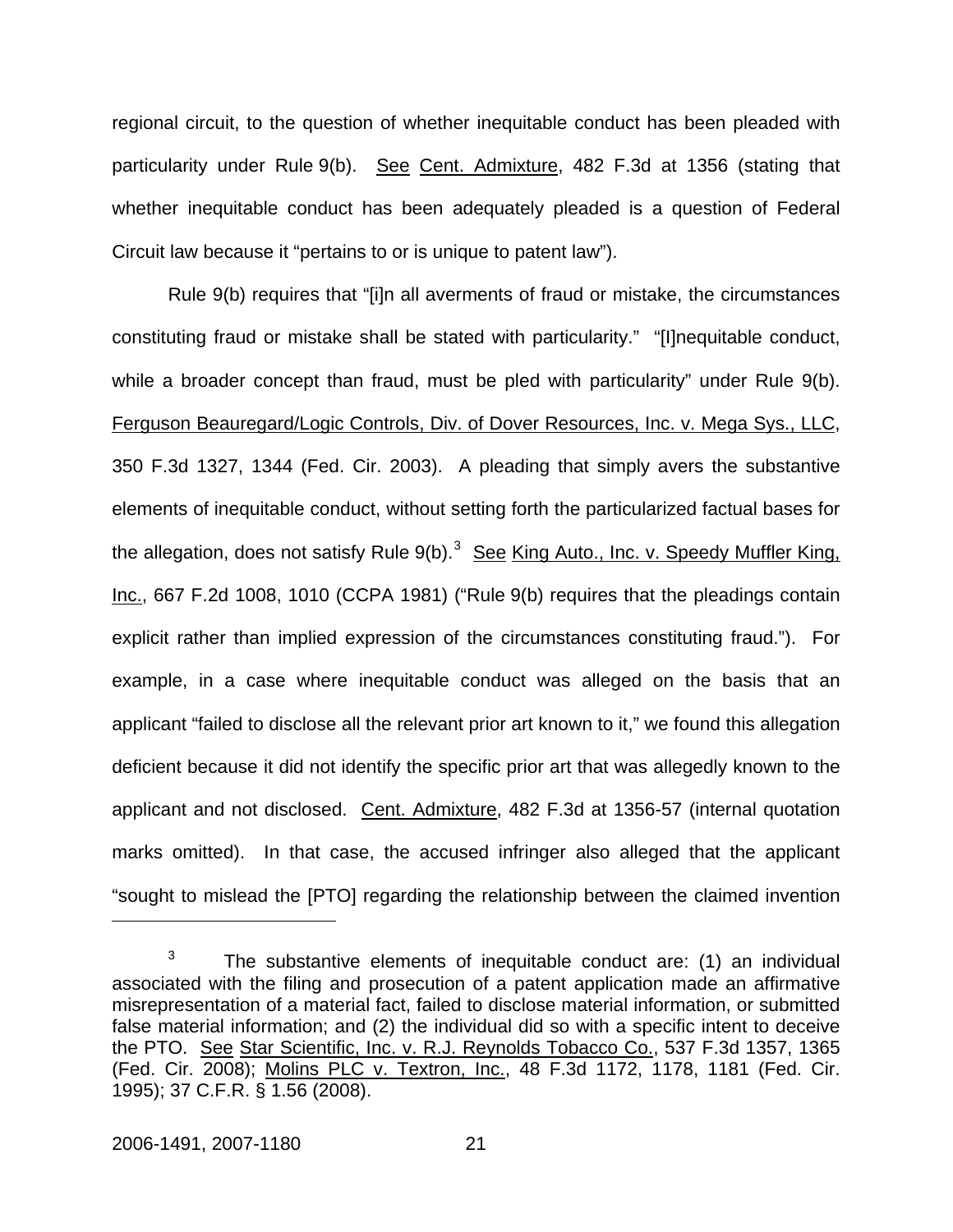regional circuit, to the question of whether inequitable conduct has been pleaded with particularity under Rule 9(b). See Cent. Admixture, 482 F.3d at 1356 (stating that whether inequitable conduct has been adequately pleaded is a question of Federal Circuit law because it "pertains to or is unique to patent law").

Rule 9(b) requires that "[i]n all averments of fraud or mistake, the circumstances constituting fraud or mistake shall be stated with particularity." "[I]nequitable conduct, while a broader concept than fraud, must be pled with particularity" under Rule 9(b). Ferguson Beauregard/Logic Controls, Div. of Dover Resources, Inc. v. Mega Sys., LLC, 350 F.3d 1327, 1344 (Fed. Cir. 2003). A pleading that simply avers the substantive elements of inequitable conduct, without setting forth the particularized factual bases for the allegation, does not satisfy Rule 9(b).[3] See King Auto., Inc. v. Speedy Muffler King, Inc., 667 F.2d 1008, 1010 (CCPA 1981) ("Rule 9(b) requires that the pleadings contain explicit rather than implied expression of the circumstances constituting fraud."). For example, in a case where inequitable conduct was alleged on the basis that an applicant "failed to disclose all the relevant prior art known to it," we found this allegation deficient because it did not identify the specific prior art that was allegedly known to the applicant and not disclosed. Cent. Admixture, 482 F.3d at 1356-57 (internal quotation marks omitted). In that case, the accused infringer also alleged that the applicant "sought to mislead the [PTO] regarding the relationship between the claimed invention

---

[3] The substantive elements of inequitable conduct are: (1) an individual associated with the filing and prosecution of a patent application made an affirmative misrepresentation of a material fact, failed to disclose material information, or submitted false material information; and (2) the individual did so with a specific intent to deceive the PTO. See Star Scientific, Inc. v. R.J. Reynolds Tobacco Co., 537 F.3d 1357, 1365 (Fed. Cir. 2008); Molins PLC v. Textron, Inc., 48 F.3d 1172, 1178, 1181 (Fed. Cir. 1995); 37 C.F.R. § 1.56 (2008).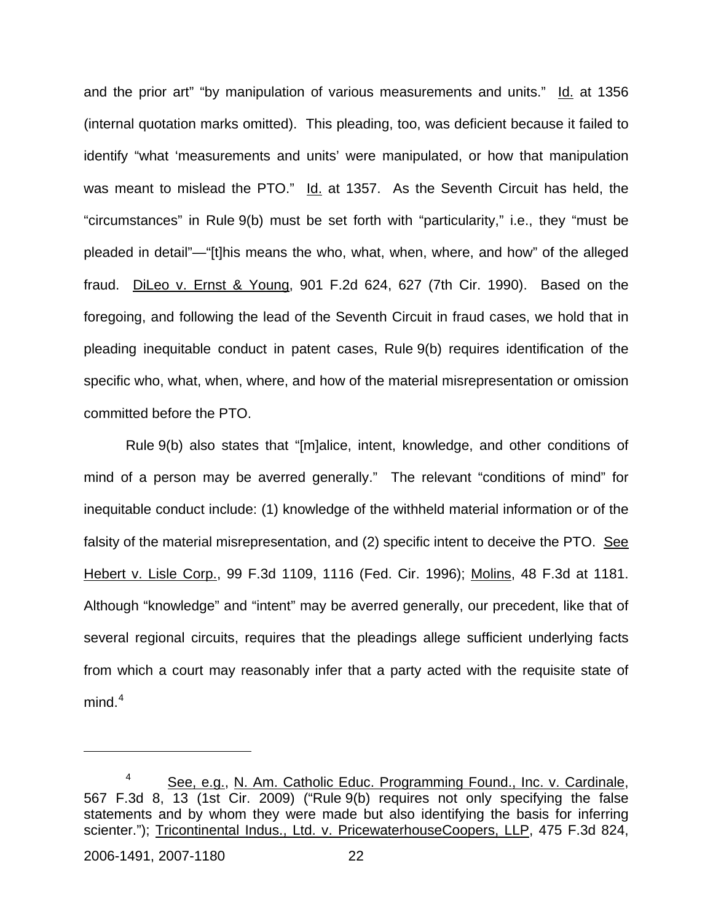and the prior art" "by manipulation of various measurements and units." Id. at 1356 (internal quotation marks omitted). This pleading, too, was deficient because it failed to identify "what 'measurements and units' were manipulated, or how that manipulation was meant to mislead the PTO." Id. at 1357. As the Seventh Circuit has held, the "circumstances" in Rule 9(b) must be set forth with "particularity," i.e., they "must be pleaded in detail"—"[t]his means the who, what, when, where, and how" of the alleged fraud. DiLeo v. Ernst & Young, 901 F.2d 624, 627 (7th Cir. 1990). Based on the foregoing, and following the lead of the Seventh Circuit in fraud cases, we hold that in pleading inequitable conduct in patent cases, Rule 9(b) requires identification of the specific who, what, when, where, and how of the material misrepresentation or omission committed before the PTO.

Rule 9(b) also states that "[m]alice, intent, knowledge, and other conditions of mind of a person may be averred generally." The relevant "conditions of mind" for inequitable conduct include: (1) knowledge of the withheld material information or of the falsity of the material misrepresentation, and (2) specific intent to deceive the PTO. See Hebert v. Lisle Corp., 99 F.3d 1109, 1116 (Fed. Cir. 1996); Molins, 48 F.3d at 1181. Although "knowledge" and "intent" may be averred generally, our precedent, like that of several regional circuits, requires that the pleadings allege sufficient underlying facts from which a court may reasonably infer that a party acted with the requisite state of mind.[4]

---

[4] See, e.g., N. Am. Catholic Educ. Programming Found., Inc. v. Cardinale, 567 F.3d 8, 13 (1st Cir. 2009) ("Rule 9(b) requires not only specifying the false statements and by whom they were made but also identifying the basis for inferring scienter."); Tricontinental Indus., Ltd. v. PricewaterhouseCoopers, LLP, 475 F.3d 824,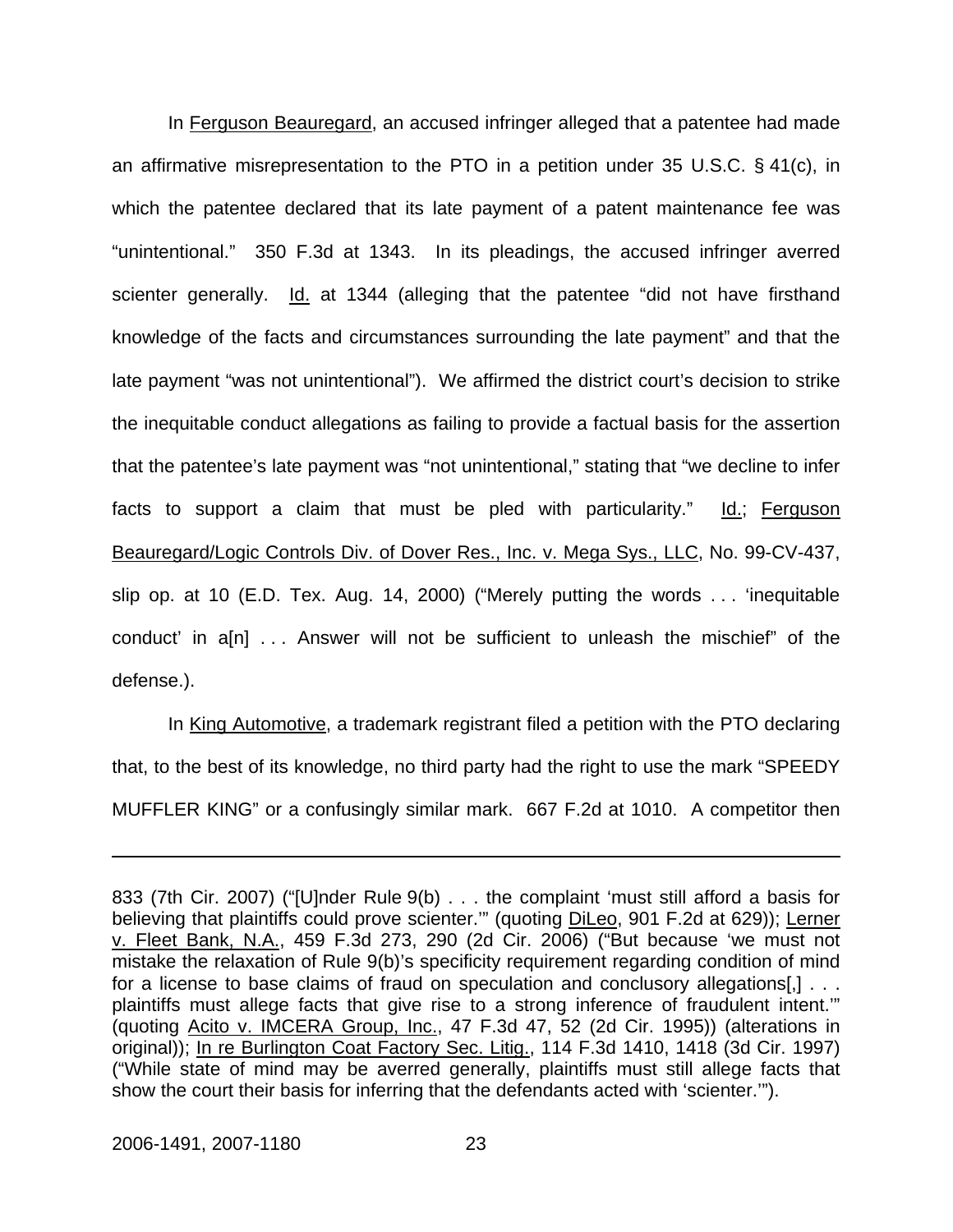In Ferguson Beauregard, an accused infringer alleged that a patentee had made an affirmative misrepresentation to the PTO in a petition under 35 U.S.C. § 41(c), in which the patentee declared that its late payment of a patent maintenance fee was "unintentional." 350 F.3d at 1343. In its pleadings, the accused infringer averred scienter generally. Id. at 1344 (alleging that the patentee "did not have firsthand knowledge of the facts and circumstances surrounding the late payment" and that the late payment "was not unintentional"). We affirmed the district court's decision to strike the inequitable conduct allegations as failing to provide a factual basis for the assertion that the patentee's late payment was "not unintentional," stating that "we decline to infer facts to support a claim that must be pled with particularity." Id.; Ferguson Beauregard/Logic Controls Div. of Dover Res., Inc. v. Mega Sys., LLC, No. 99-CV-437, slip op. at 10 (E.D. Tex. Aug. 14, 2000) ("Merely putting the words . . . 'inequitable conduct' in a[n] . . . Answer will not be sufficient to unleash the mischief" of the defense.).

In King Automotive, a trademark registrant filed a petition with the PTO declaring that, to the best of its knowledge, no third party had the right to use the mark "SPEEDY MUFFLER KING" or a confusingly similar mark. 667 F.2d at 1010. A competitor then

---

833 (7th Cir. 2007) ("[U]nder Rule 9(b) . . . the complaint 'must still afford a basis for believing that plaintiffs could prove scienter.'" (quoting DiLeo, 901 F.2d at 629)); Lerner v. Fleet Bank, N.A., 459 F.3d 273, 290 (2d Cir. 2006) ("But because 'we must not mistake the relaxation of Rule 9(b)'s specificity requirement regarding condition of mind for a license to base claims of fraud on speculation and conclusory allegations[,] . . . plaintiffs must allege facts that give rise to a strong inference of fraudulent intent.'" (quoting Acito v. IMCERA Group, Inc., 47 F.3d 47, 52 (2d Cir. 1995)) (alterations in original)); In re Burlington Coat Factory Sec. Litig., 114 F.3d 1410, 1418 (3d Cir. 1997) ("While state of mind may be averred generally, plaintiffs must still allege facts that show the court their basis for inferring that the defendants acted with 'scienter.'").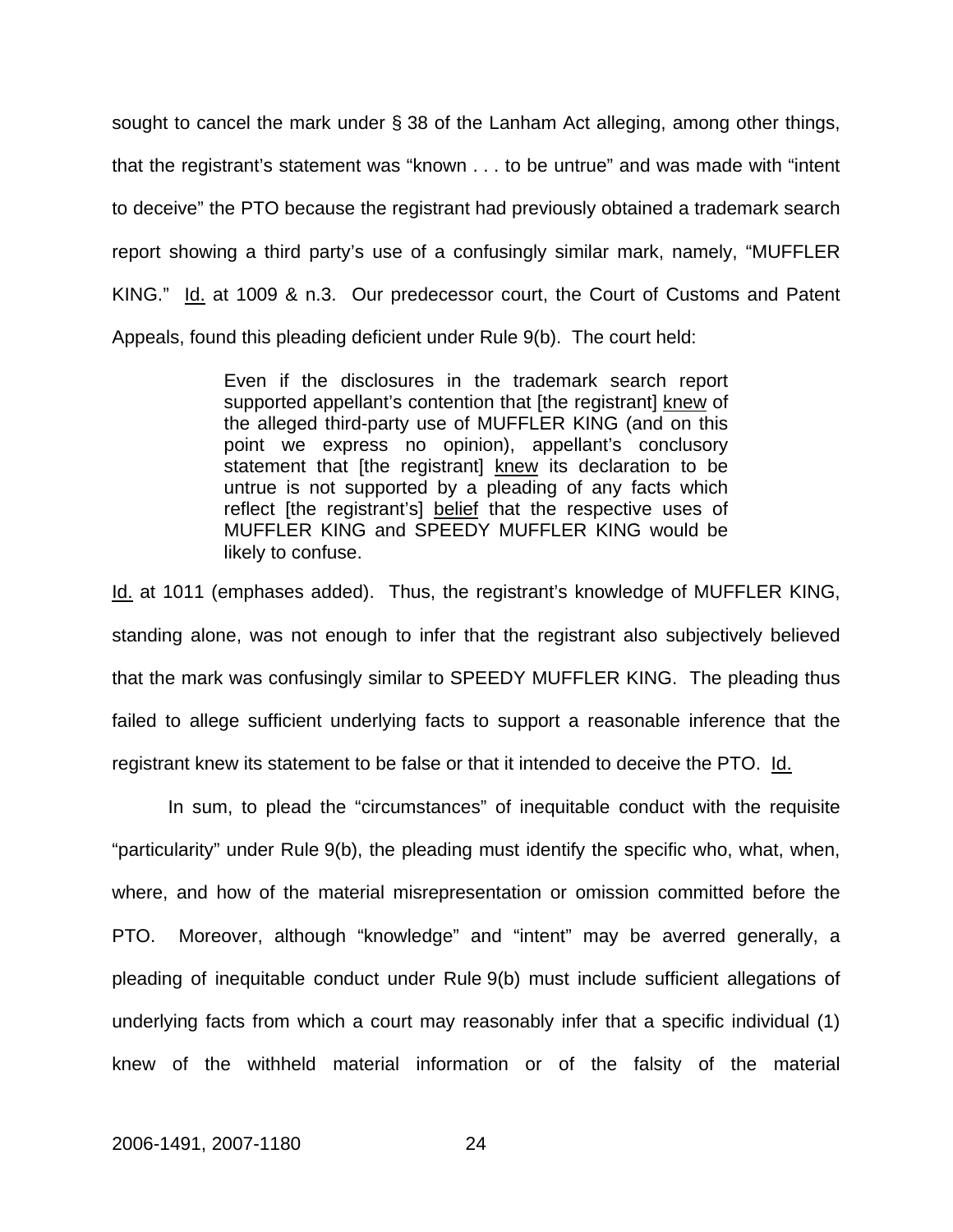sought to cancel the mark under § 38 of the Lanham Act alleging, among other things, that the registrant's statement was "known . . . to be untrue" and was made with "intent to deceive" the PTO because the registrant had previously obtained a trademark search report showing a third party's use of a confusingly similar mark, namely, "MUFFLER KING." Id. at 1009 & n.3. Our predecessor court, the Court of Customs and Patent Appeals, found this pleading deficient under Rule 9(b). The court held:

> Even if the disclosures in the trademark search report supported appellant's contention that [the registrant] knew of the alleged third-party use of MUFFLER KING (and on this point we express no opinion), appellant's conclusory statement that [the registrant] knew its declaration to be untrue is not supported by a pleading of any facts which reflect [the registrant's] belief that the respective uses of MUFFLER KING and SPEEDY MUFFLER KING would be likely to confuse.

Id. at 1011 (emphases added). Thus, the registrant's knowledge of MUFFLER KING, standing alone, was not enough to infer that the registrant also subjectively believed that the mark was confusingly similar to SPEEDY MUFFLER KING. The pleading thus failed to allege sufficient underlying facts to support a reasonable inference that the registrant knew its statement to be false or that it intended to deceive the PTO. Id.

In sum, to plead the "circumstances" of inequitable conduct with the requisite "particularity" under Rule 9(b), the pleading must identify the specific who, what, when, where, and how of the material misrepresentation or omission committed before the PTO. Moreover, although "knowledge" and "intent" may be averred generally, a pleading of inequitable conduct under Rule 9(b) must include sufficient allegations of underlying facts from which a court may reasonably infer that a specific individual (1) knew of the withheld material information or of the falsity of the material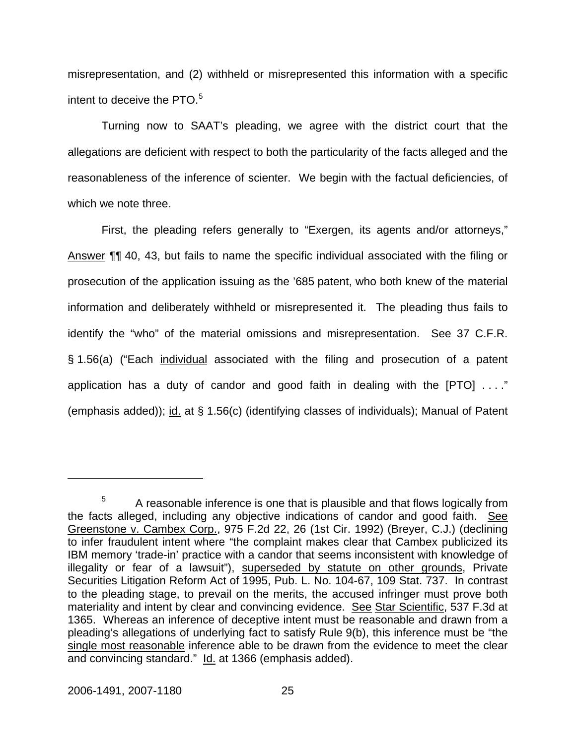misrepresentation, and (2) withheld or misrepresented this information with a specific intent to deceive the PTO.[5]

Turning now to SAAT's pleading, we agree with the district court that the allegations are deficient with respect to both the particularity of the facts alleged and the reasonableness of the inference of scienter. We begin with the factual deficiencies, of which we note three.

First, the pleading refers generally to "Exergen, its agents and/or attorneys," Answer ¶¶ 40, 43, but fails to name the specific individual associated with the filing or prosecution of the application issuing as the '685 patent, who both knew of the material information and deliberately withheld or misrepresented it. The pleading thus fails to identify the "who" of the material omissions and misrepresentation. See 37 C.F.R. § 1.56(a) ("Each individual associated with the filing and prosecution of a patent application has a duty of candor and good faith in dealing with the [PTO] . . . ." (emphasis added)); id. at § 1.56(c) (identifying classes of individuals); Manual of Patent

---

[5] A reasonable inference is one that is plausible and that flows logically from the facts alleged, including any objective indications of candor and good faith. See Greenstone v. Cambex Corp., 975 F.2d 22, 26 (1st Cir. 1992) (Breyer, C.J.) (declining to infer fraudulent intent where "the complaint makes clear that Cambex publicized its IBM memory 'trade-in' practice with a candor that seems inconsistent with knowledge of illegality or fear of a lawsuit"), superseded by statute on other grounds, Private Securities Litigation Reform Act of 1995, Pub. L. No. 104-67, 109 Stat. 737. In contrast to the pleading stage, to prevail on the merits, the accused infringer must prove both materiality and intent by clear and convincing evidence. See Star Scientific, 537 F.3d at 1365. Whereas an inference of deceptive intent must be reasonable and drawn from a pleading's allegations of underlying fact to satisfy Rule 9(b), this inference must be "the single most reasonable inference able to be drawn from the evidence to meet the clear and convincing standard." Id. at 1366 (emphasis added).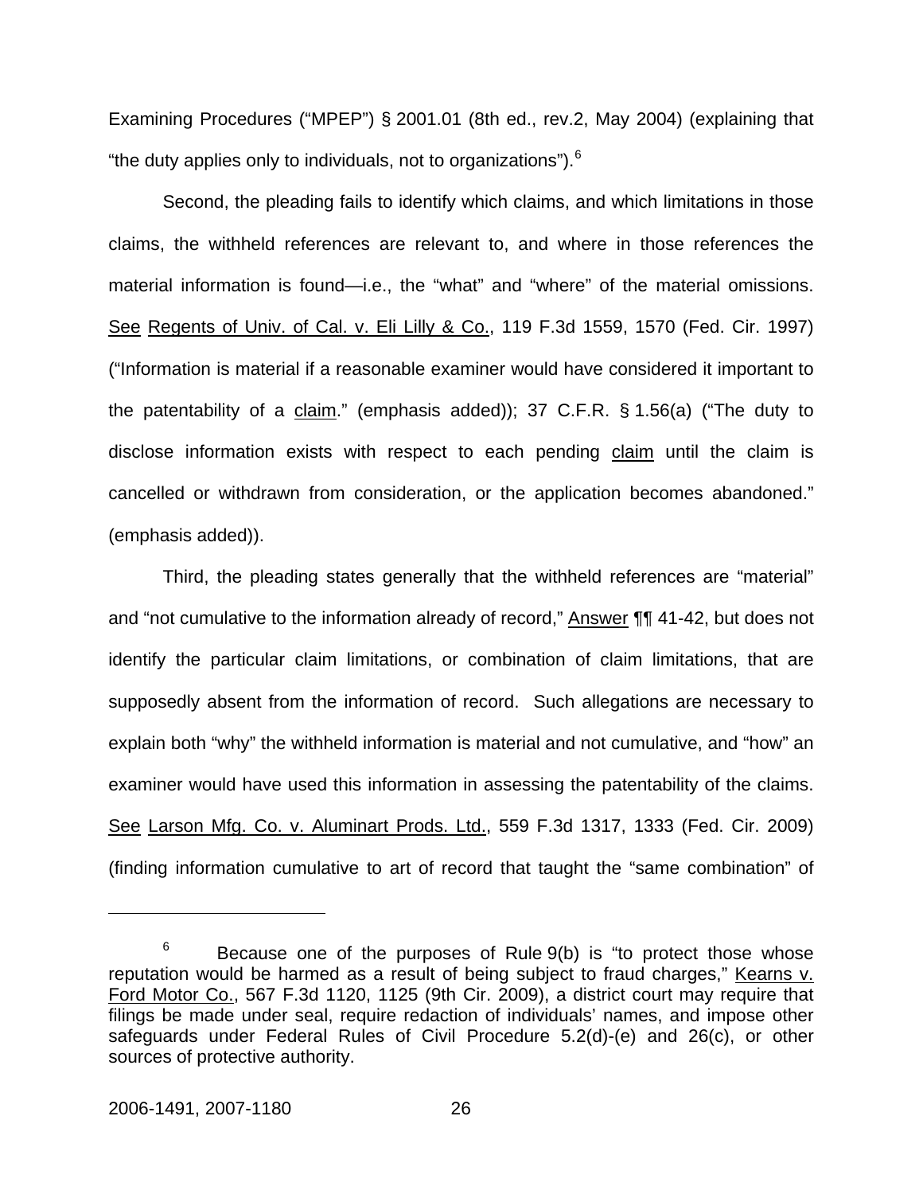Examining Procedures ("MPEP") § 2001.01 (8th ed., rev.2, May 2004) (explaining that "the duty applies only to individuals, not to organizations").[6]

Second, the pleading fails to identify which claims, and which limitations in those claims, the withheld references are relevant to, and where in those references the material information is found—i.e., the "what" and "where" of the material omissions. See Regents of Univ. of Cal. v. Eli Lilly & Co., 119 F.3d 1559, 1570 (Fed. Cir. 1997) ("Information is material if a reasonable examiner would have considered it important to the patentability of a claim." (emphasis added)); 37 C.F.R. § 1.56(a) ("The duty to disclose information exists with respect to each pending claim until the claim is cancelled or withdrawn from consideration, or the application becomes abandoned." (emphasis added)).

Third, the pleading states generally that the withheld references are "material" and "not cumulative to the information already of record," Answer ¶¶ 41-42, but does not identify the particular claim limitations, or combination of claim limitations, that are supposedly absent from the information of record. Such allegations are necessary to explain both "why" the withheld information is material and not cumulative, and "how" an examiner would have used this information in assessing the patentability of the claims. See Larson Mfg. Co. v. Aluminart Prods. Ltd., 559 F.3d 1317, 1333 (Fed. Cir. 2009) (finding information cumulative to art of record that taught the "same combination" of

---

[6] Because one of the purposes of Rule 9(b) is "to protect those whose reputation would be harmed as a result of being subject to fraud charges," Kearns v. Ford Motor Co., 567 F.3d 1120, 1125 (9th Cir. 2009), a district court may require that filings be made under seal, require redaction of individuals' names, and impose other safeguards under Federal Rules of Civil Procedure 5.2(d)-(e) and 26(c), or other sources of protective authority.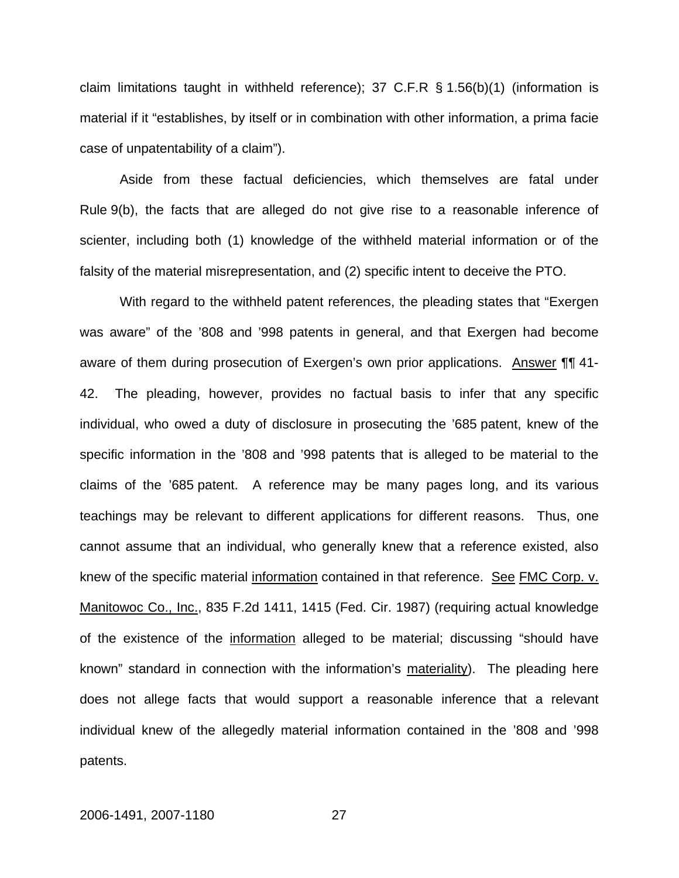claim limitations taught in withheld reference); 37 C.F.R § 1.56(b)(1) (information is material if it "establishes, by itself or in combination with other information, a prima facie case of unpatentability of a claim").

Aside from these factual deficiencies, which themselves are fatal under Rule 9(b), the facts that are alleged do not give rise to a reasonable inference of scienter, including both (1) knowledge of the withheld material information or of the falsity of the material misrepresentation, and (2) specific intent to deceive the PTO.

With regard to the withheld patent references, the pleading states that "Exergen was aware" of the '808 and '998 patents in general, and that Exergen had become aware of them during prosecution of Exergen's own prior applications. Answer ¶¶ 41-42. The pleading, however, provides no factual basis to infer that any specific individual, who owed a duty of disclosure in prosecuting the '685 patent, knew of the specific information in the '808 and '998 patents that is alleged to be material to the claims of the '685 patent. A reference may be many pages long, and its various teachings may be relevant to different applications for different reasons. Thus, one cannot assume that an individual, who generally knew that a reference existed, also knew of the specific material information contained in that reference. See FMC Corp. v. Manitowoc Co., Inc., 835 F.2d 1411, 1415 (Fed. Cir. 1987) (requiring actual knowledge of the existence of the information alleged to be material; discussing "should have known" standard in connection with the information's materiality). The pleading here does not allege facts that would support a reasonable inference that a relevant individual knew of the allegedly material information contained in the '808 and '998 patents.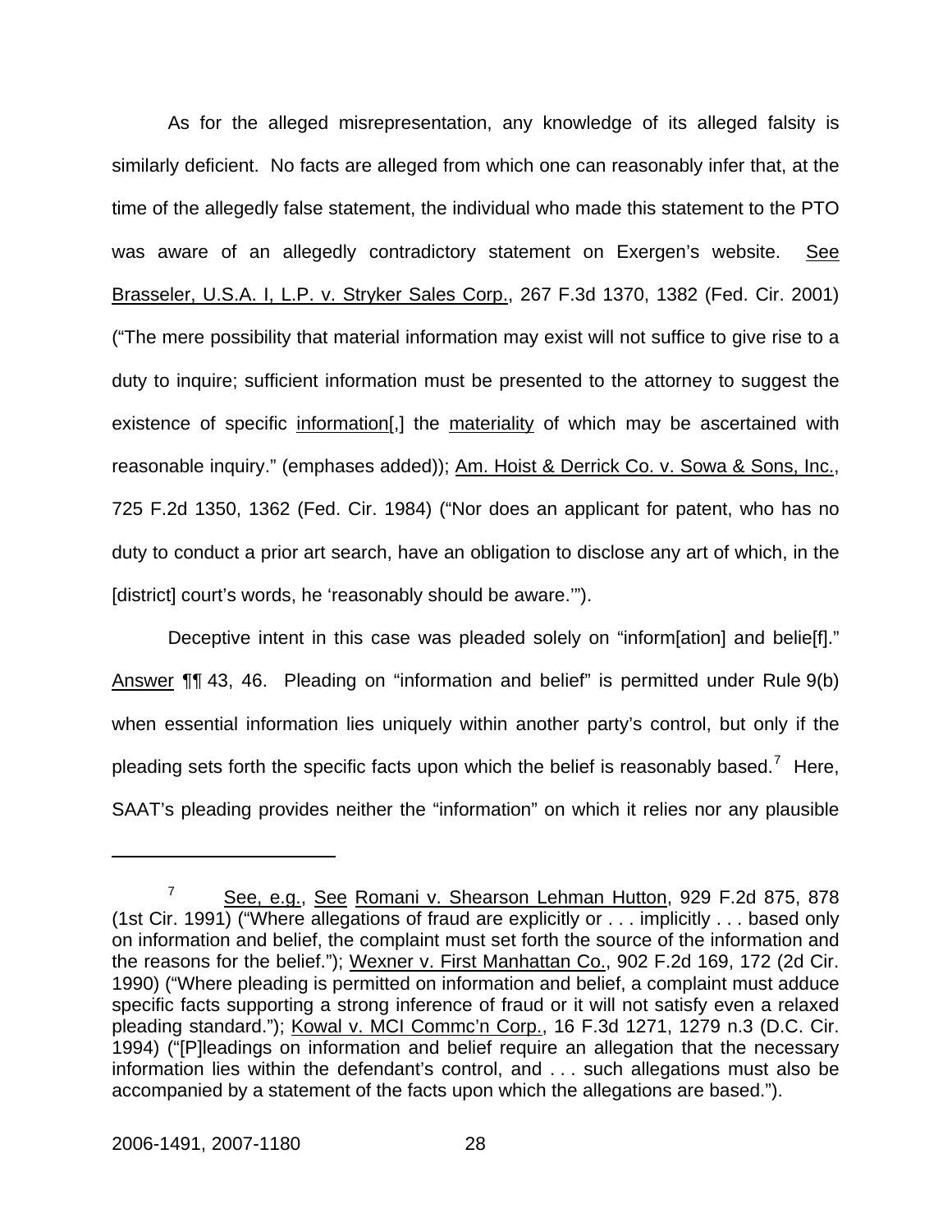As for the alleged misrepresentation, any knowledge of its alleged falsity is similarly deficient. No facts are alleged from which one can reasonably infer that, at the time of the allegedly false statement, the individual who made this statement to the PTO was aware of an allegedly contradictory statement on Exergen's website. See Brasseler, U.S.A. I, L.P. v. Stryker Sales Corp., 267 F.3d 1370, 1382 (Fed. Cir. 2001) ("The mere possibility that material information may exist will not suffice to give rise to a duty to inquire; sufficient information must be presented to the attorney to suggest the existence of specific information[,] the materiality of which may be ascertained with reasonable inquiry." (emphases added)); Am. Hoist & Derrick Co. v. Sowa & Sons, Inc., 725 F.2d 1350, 1362 (Fed. Cir. 1984) ("Nor does an applicant for patent, who has no duty to conduct a prior art search, have an obligation to disclose any art of which, in the [district] court's words, he 'reasonably should be aware.'").

Deceptive intent in this case was pleaded solely on "inform[ation] and belie[f]." Answer ¶¶ 43, 46. Pleading on "information and belief" is permitted under Rule 9(b) when essential information lies uniquely within another party's control, but only if the pleading sets forth the specific facts upon which the belief is reasonably based.[7] Here, SAAT's pleading provides neither the "information" on which it relies nor any plausible

---

[7] See, e.g., See Romani v. Shearson Lehman Hutton, 929 F.2d 875, 878 (1st Cir. 1991) ("Where allegations of fraud are explicitly or . . . implicitly . . . based only on information and belief, the complaint must set forth the source of the information and the reasons for the belief."); Wexner v. First Manhattan Co., 902 F.2d 169, 172 (2d Cir. 1990) ("Where pleading is permitted on information and belief, a complaint must adduce specific facts supporting a strong inference of fraud or it will not satisfy even a relaxed pleading standard."); Kowal v. MCI Commc'n Corp., 16 F.3d 1271, 1279 n.3 (D.C. Cir. 1994) ("[P]leadings on information and belief require an allegation that the necessary information lies within the defendant's control, and . . . such allegations must also be accompanied by a statement of the facts upon which the allegations are based.").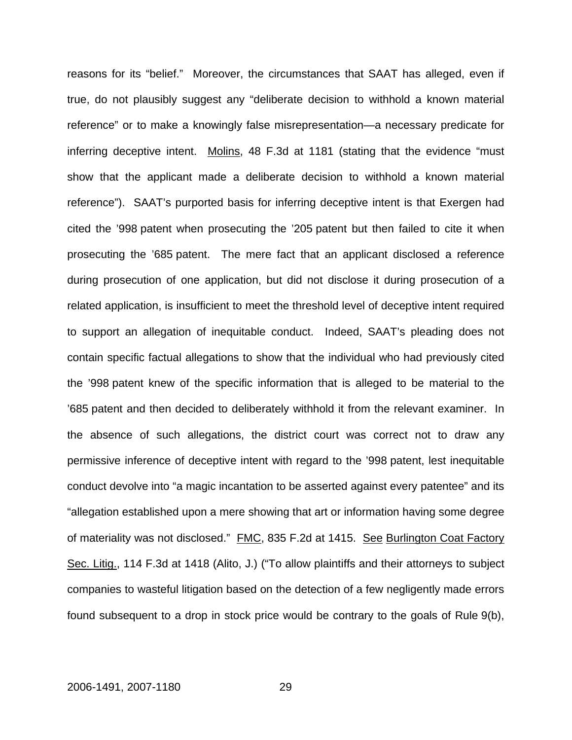reasons for its "belief." Moreover, the circumstances that SAAT has alleged, even if true, do not plausibly suggest any "deliberate decision to withhold a known material reference" or to make a knowingly false misrepresentation—a necessary predicate for inferring deceptive intent. Molins, 48 F.3d at 1181 (stating that the evidence "must show that the applicant made a deliberate decision to withhold a known material reference"). SAAT's purported basis for inferring deceptive intent is that Exergen had cited the '998 patent when prosecuting the '205 patent but then failed to cite it when prosecuting the '685 patent. The mere fact that an applicant disclosed a reference during prosecution of one application, but did not disclose it during prosecution of a related application, is insufficient to meet the threshold level of deceptive intent required to support an allegation of inequitable conduct. Indeed, SAAT's pleading does not contain specific factual allegations to show that the individual who had previously cited the '998 patent knew of the specific information that is alleged to be material to the '685 patent and then decided to deliberately withhold it from the relevant examiner. In the absence of such allegations, the district court was correct not to draw any permissive inference of deceptive intent with regard to the '998 patent, lest inequitable conduct devolve into "a magic incantation to be asserted against every patentee" and its "allegation established upon a mere showing that art or information having some degree of materiality was not disclosed." FMC, 835 F.2d at 1415. See Burlington Coat Factory Sec. Litig., 114 F.3d at 1418 (Alito, J.) ("To allow plaintiffs and their attorneys to subject companies to wasteful litigation based on the detection of a few negligently made errors found subsequent to a drop in stock price would be contrary to the goals of Rule 9(b),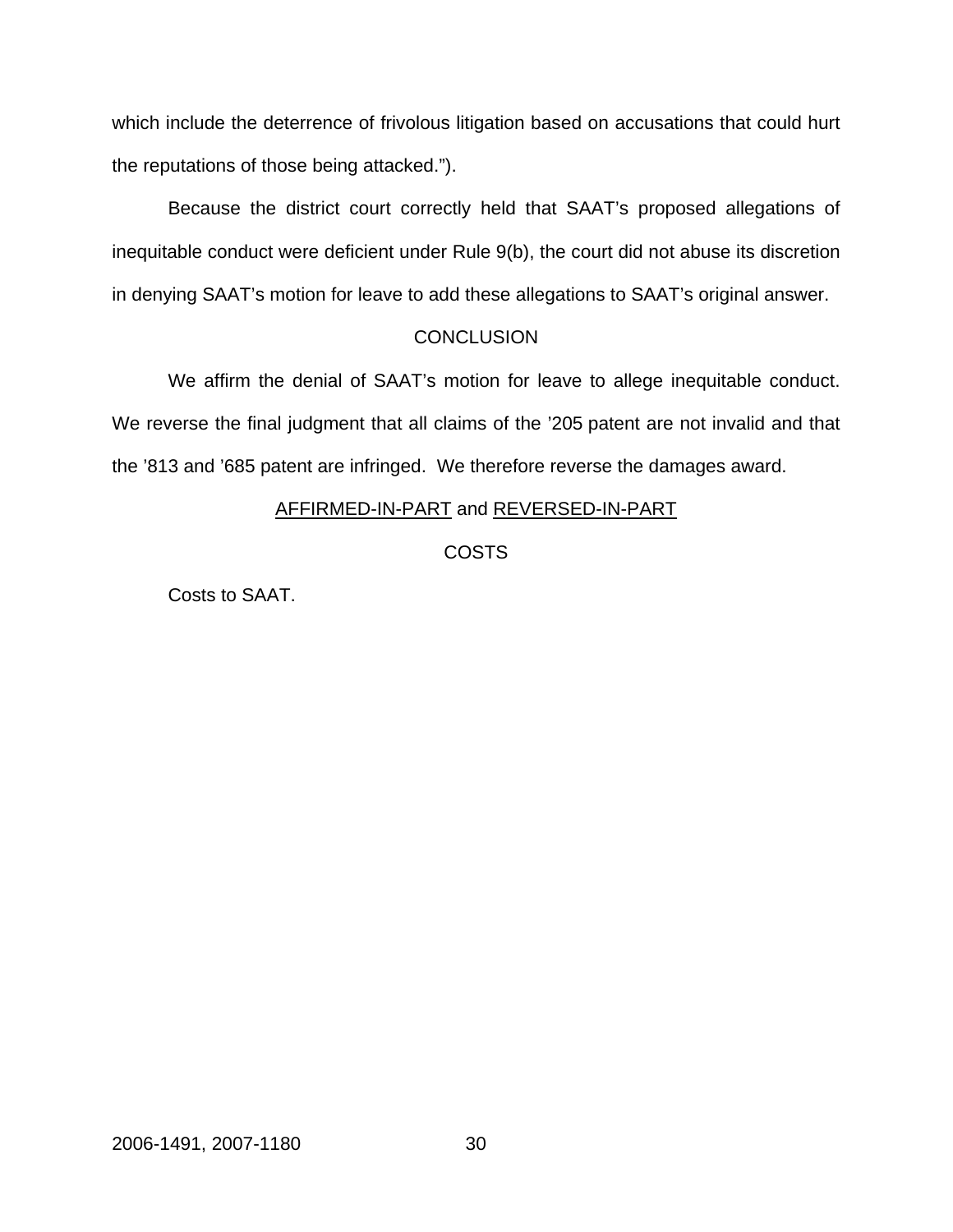which include the deterrence of frivolous litigation based on accusations that could hurt the reputations of those being attacked.").

Because the district court correctly held that SAAT's proposed allegations of inequitable conduct were deficient under Rule 9(b), the court did not abuse its discretion in denying SAAT's motion for leave to add these allegations to SAAT's original answer.

## CONCLUSION

We affirm the denial of SAAT's motion for leave to allege inequitable conduct. We reverse the final judgment that all claims of the '205 patent are not invalid and that the '813 and '685 patent are infringed. We therefore reverse the damages award.

AFFIRMED-IN-PART and REVERSED-IN-PART

## COSTS

Costs to SAAT.